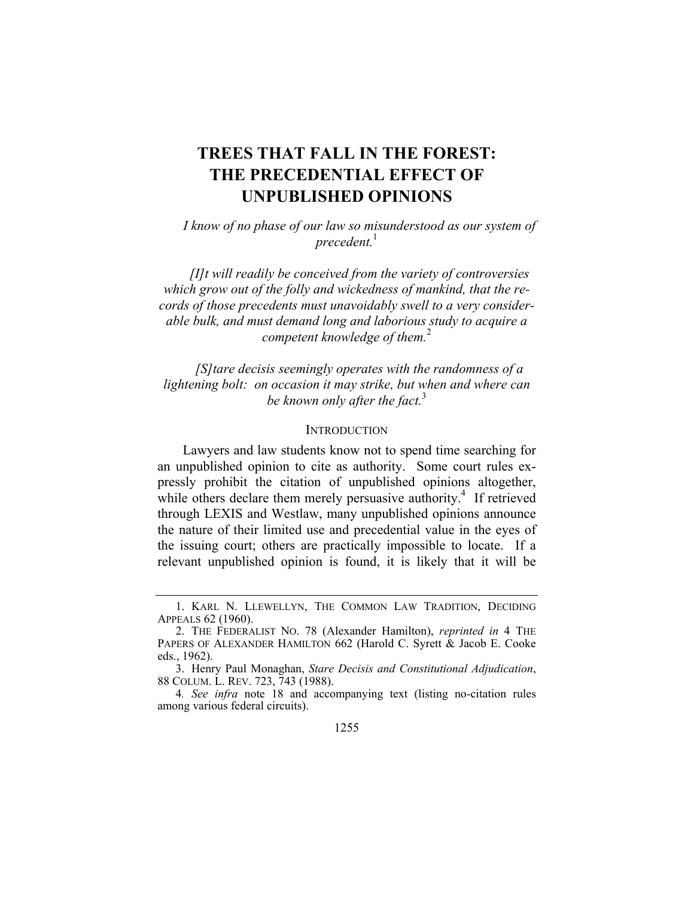# TREES THAT FALL IN THE FOREST: THE PRECEDENTIAL EFFECT OF UNPUBLISHED OPINIONS

*I know of no phase of our law so misunderstood as our system of precedent.*[1]

*[I]t will readily be conceived from the variety of controversies which grow out of the folly and wickedness of mankind, that the records of those precedents must unavoidably swell to a very considerable bulk, and must demand long and laborious study to acquire a competent knowledge of them.*[2]

*[S]tare decisis seemingly operates with the randomness of a lightening bolt: on occasion it may strike, but when and where can be known only after the fact.*[3]

## INTRODUCTION

Lawyers and law students know not to spend time searching for an unpublished opinion to cite as authority. Some court rules expressly prohibit the citation of unpublished opinions altogether, while others declare them merely persuasive authority.[4] If retrieved through LEXIS and Westlaw, many unpublished opinions announce the nature of their limited use and precedential value in the eyes of the issuing court; others are practically impossible to locate. If a relevant unpublished opinion is found, it is likely that it will be

---

1. KARL N. LLEWELLYN, THE COMMON LAW TRADITION, DECIDING APPEALS 62 (1960).

2. THE FEDERALIST NO. 78 (Alexander Hamilton), *reprinted in* 4 THE PAPERS OF ALEXANDER HAMILTON 662 (Harold C. Syrett & Jacob E. Cooke eds., 1962).

3. Henry Paul Monaghan, *Stare Decisis and Constitutional Adjudication*, 88 COLUM. L. REV. 723, 743 (1988).

4. *See infra* note 18 and accompanying text (listing no-citation rules among various federal circuits).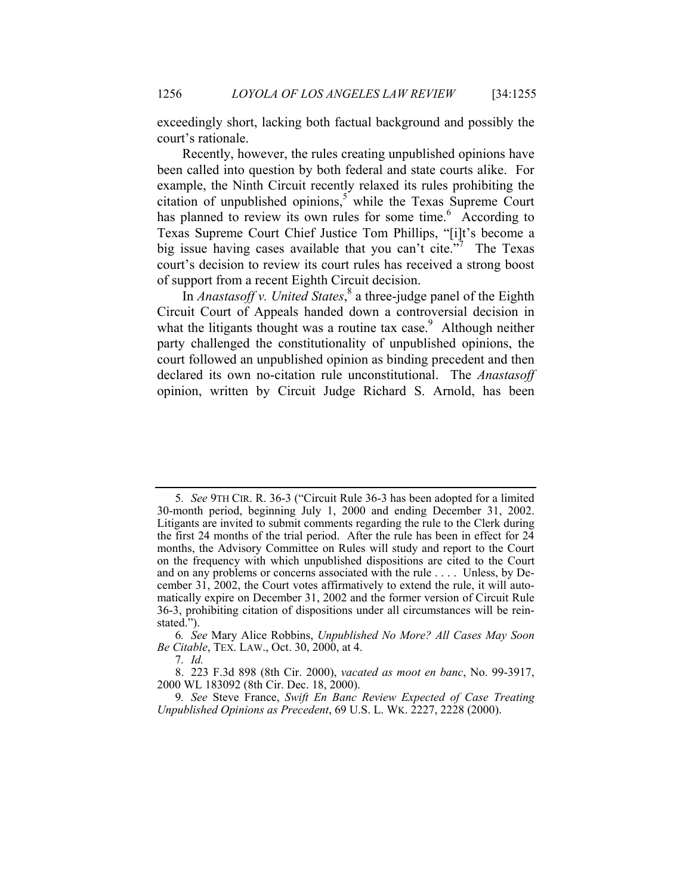exceedingly short, lacking both factual background and possibly the court's rationale.

Recently, however, the rules creating unpublished opinions have been called into question by both federal and state courts alike. For example, the Ninth Circuit recently relaxed its rules prohibiting the citation of unpublished opinions,[5] while the Texas Supreme Court has planned to review its own rules for some time.[6] According to Texas Supreme Court Chief Justice Tom Phillips, "[i]t's become a big issue having cases available that you can't cite."[7] The Texas court's decision to review its court rules has received a strong boost of support from a recent Eighth Circuit decision.

In *Anastasoff v. United States*,[8] a three-judge panel of the Eighth Circuit Court of Appeals handed down a controversial decision in what the litigants thought was a routine tax case.[9] Although neither party challenged the constitutionality of unpublished opinions, the court followed an unpublished opinion as binding precedent and then declared its own no-citation rule unconstitutional. The *Anastasoff* opinion, written by Circuit Judge Richard S. Arnold, has been

---

5. *See* 9TH CIR. R. 36-3 ("Circuit Rule 36-3 has been adopted for a limited 30-month period, beginning July 1, 2000 and ending December 31, 2002. Litigants are invited to submit comments regarding the rule to the Clerk during the first 24 months of the trial period. After the rule has been in effect for 24 months, the Advisory Committee on Rules will study and report to the Court on the frequency with which unpublished dispositions are cited to the Court and on any problems or concerns associated with the rule . . . . Unless, by December 31, 2002, the Court votes affirmatively to extend the rule, it will automatically expire on December 31, 2002 and the former version of Circuit Rule 36-3, prohibiting citation of dispositions under all circumstances will be reinstated.").

6. *See* Mary Alice Robbins, *Unpublished No More? All Cases May Soon Be Citable*, TEX. LAW., Oct. 30, 2000, at 4.

7. *Id.*

8. 223 F.3d 898 (8th Cir. 2000), *vacated as moot en banc*, No. 99-3917, 2000 WL 183092 (8th Cir. Dec. 18, 2000).

9. *See* Steve France, *Swift En Banc Review Expected of Case Treating Unpublished Opinions as Precedent*, 69 U.S. L. WK. 2227, 2228 (2000).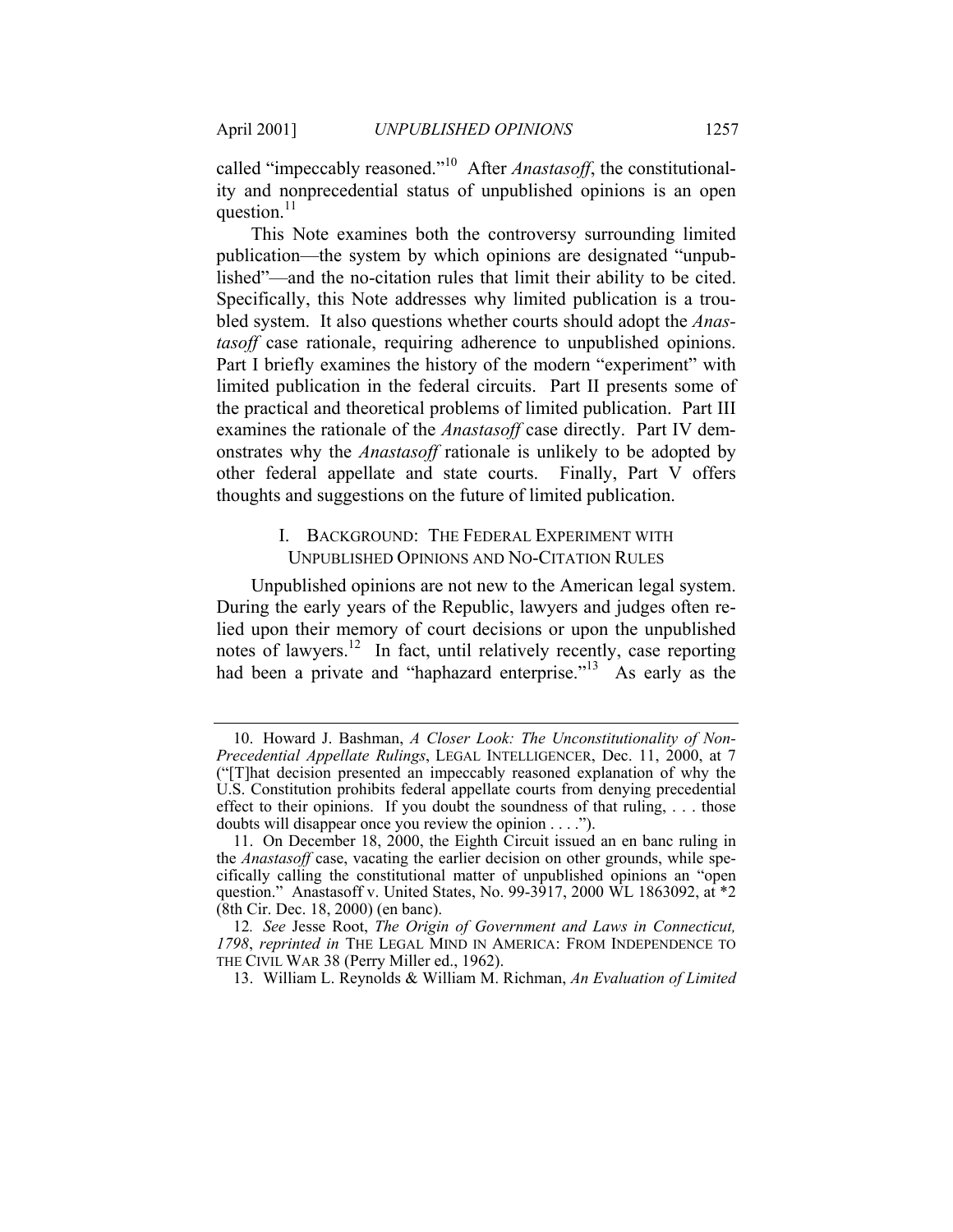called "impeccably reasoned."[10] After *Anastasoff*, the constitutionality and nonprecedential status of unpublished opinions is an open question.[11]

This Note examines both the controversy surrounding limited publication—the system by which opinions are designated "unpublished"—and the no-citation rules that limit their ability to be cited. Specifically, this Note addresses why limited publication is a troubled system. It also questions whether courts should adopt the *Anastasoff* case rationale, requiring adherence to unpublished opinions. Part I briefly examines the history of the modern "experiment" with limited publication in the federal circuits. Part II presents some of the practical and theoretical problems of limited publication. Part III examines the rationale of the *Anastasoff* case directly. Part IV demonstrates why the *Anastasoff* rationale is unlikely to be adopted by other federal appellate and state courts. Finally, Part V offers thoughts and suggestions on the future of limited publication.

## I. Background: The Federal Experiment with Unpublished Opinions and No-Citation Rules

Unpublished opinions are not new to the American legal system. During the early years of the Republic, lawyers and judges often relied upon their memory of court decisions or upon the unpublished notes of lawyers.[12] In fact, until relatively recently, case reporting had been a private and "haphazard enterprise."[13] As early as the

---

10. Howard J. Bashman, *A Closer Look: The Unconstitutionality of Non-Precedential Appellate Rulings*, Legal Intelligencer, Dec. 11, 2000, at 7 ("[T]hat decision presented an impeccably reasoned explanation of why the U.S. Constitution prohibits federal appellate courts from denying precedential effect to their opinions. If you doubt the soundness of that ruling, . . . those doubts will disappear once you review the opinion . . . .").

11. On December 18, 2000, the Eighth Circuit issued an en banc ruling in the *Anastasoff* case, vacating the earlier decision on other grounds, while specifically calling the constitutional matter of unpublished opinions an "open question." Anastasoff v. United States, No. 99-3917, 2000 WL 1863092, at *2 (8th Cir. Dec. 18, 2000) (en banc).

12. *See* Jesse Root, *The Origin of Government and Laws in Connecticut, 1798*, *reprinted in* The Legal Mind in America: From Independence to the Civil War 38 (Perry Miller ed., 1962).

13. William L. Reynolds & William M. Richman, *An Evaluation of Limited*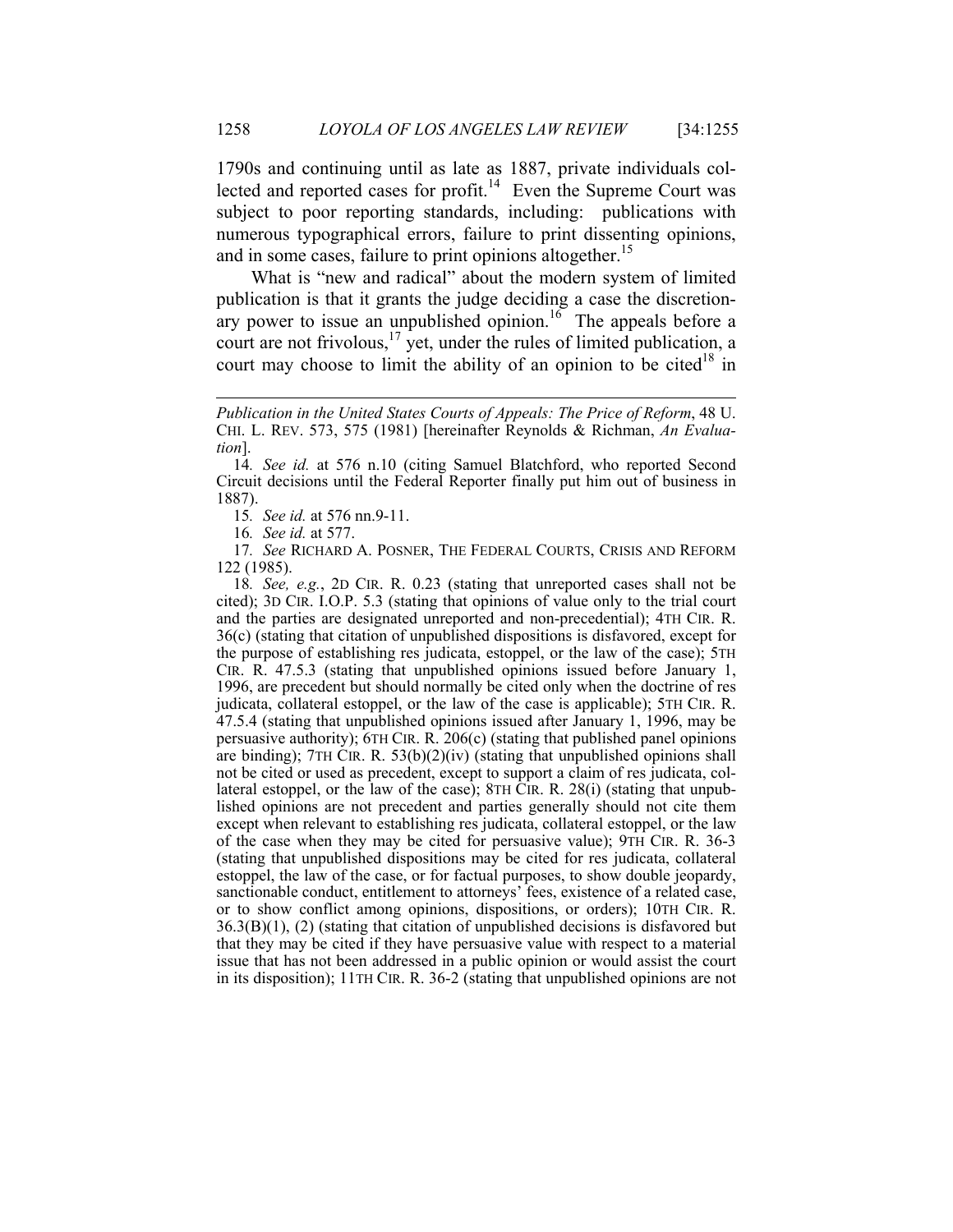1790s and continuing until as late as 1887, private individuals collected and reported cases for profit.[14] Even the Supreme Court was subject to poor reporting standards, including: publications with numerous typographical errors, failure to print dissenting opinions, and in some cases, failure to print opinions altogether.[15]

What is "new and radical" about the modern system of limited publication is that it grants the judge deciding a case the discretionary power to issue an unpublished opinion.[16] The appeals before a court are not frivolous,[17] yet, under the rules of limited publication, a court may choose to limit the ability of an opinion to be cited[18] in

---

*Publication in the United States Courts of Appeals: The Price of Reform*, 48 U. CHI. L. REV. 573, 575 (1981) [hereinafter Reynolds & Richman, *An Evaluation*].

14. *See id.* at 576 n.10 (citing Samuel Blatchford, who reported Second Circuit decisions until the Federal Reporter finally put him out of business in 1887).

15. *See id.* at 576 nn.9-11.

16. *See id.* at 577.

17. *See* RICHARD A. POSNER, THE FEDERAL COURTS, CRISIS AND REFORM 122 (1985).

18. *See, e.g.*, 2D CIR. R. 0.23 (stating that unreported cases shall not be cited); 3D CIR. I.O.P. 5.3 (stating that opinions of value only to the trial court and the parties are designated unreported and non-precedential); 4TH CIR. R. 36(c) (stating that citation of unpublished dispositions is disfavored, except for the purpose of establishing res judicata, estoppel, or the law of the case); 5TH CIR. R. 47.5.3 (stating that unpublished opinions issued before January 1, 1996, are precedent but should normally be cited only when the doctrine of res judicata, collateral estoppel, or the law of the case is applicable); 5TH CIR. R. 47.5.4 (stating that unpublished opinions issued after January 1, 1996, may be persuasive authority); 6TH CIR. R. 206(c) (stating that published panel opinions are binding); 7TH CIR. R. 53(b)(2)(iv) (stating that unpublished opinions shall not be cited or used as precedent, except to support a claim of res judicata, collateral estoppel, or the law of the case); 8TH CIR. R. 28(i) (stating that unpublished opinions are not precedent and parties generally should not cite them except when relevant to establishing res judicata, collateral estoppel, or the law of the case when they may be cited for persuasive value); 9TH CIR. R. 36-3 (stating that unpublished dispositions may be cited for res judicata, collateral estoppel, the law of the case, or for factual purposes, to show double jeopardy, sanctionable conduct, entitlement to attorneys' fees, existence of a related case, or to show conflict among opinions, dispositions, or orders); 10TH CIR. R. 36.3(B)(1), (2) (stating that citation of unpublished decisions is disfavored but that they may be cited if they have persuasive value with respect to a material issue that has not been addressed in a public opinion or would assist the court in its disposition); 11TH CIR. R. 36-2 (stating that unpublished opinions are not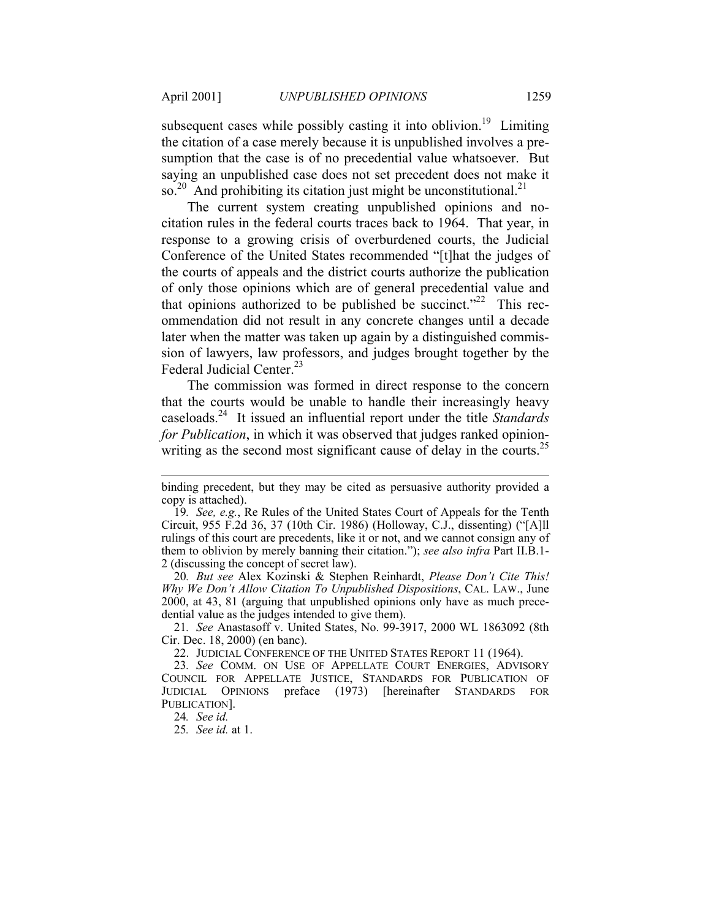subsequent cases while possibly casting it into oblivion.[19] Limiting the citation of a case merely because it is unpublished involves a presumption that the case is of no precedential value whatsoever. But saying an unpublished case does not set precedent does not make it so.[20] And prohibiting its citation just might be unconstitutional.[21]

The current system creating unpublished opinions and no-citation rules in the federal courts traces back to 1964. That year, in response to a growing crisis of overburdened courts, the Judicial Conference of the United States recommended "[t]hat the judges of the courts of appeals and the district courts authorize the publication of only those opinions which are of general precedential value and that opinions authorized to be published be succinct."[22] This recommendation did not result in any concrete changes until a decade later when the matter was taken up again by a distinguished commission of lawyers, law professors, and judges brought together by the Federal Judicial Center.[23]

The commission was formed in direct response to the concern that the courts would be unable to handle their increasingly heavy caseloads.[24] It issued an influential report under the title *Standards for Publication*, in which it was observed that judges ranked opinion-writing as the second most significant cause of delay in the courts.[25]

---

binding precedent, but they may be cited as persuasive authority provided a copy is attached).

19. *See, e.g.*, Re Rules of the United States Court of Appeals for the Tenth Circuit, 955 F.2d 36, 37 (10th Cir. 1986) (Holloway, C.J., dissenting) ("[A]ll rulings of this court are precedents, like it or not, and we cannot consign any of them to oblivion by merely banning their citation."); *see also infra* Part II.B.1-2 (discussing the concept of secret law).

20. *But see* Alex Kozinski & Stephen Reinhardt, *Please Don't Cite This! Why We Don't Allow Citation To Unpublished Dispositions*, CAL. LAW., June 2000, at 43, 81 (arguing that unpublished opinions only have as much precedential value as the judges intended to give them).

21. *See* Anastasoff v. United States, No. 99-3917, 2000 WL 1863092 (8th Cir. Dec. 18, 2000) (en banc).

22. JUDICIAL CONFERENCE OF THE UNITED STATES REPORT 11 (1964).

23. *See* COMM. ON USE OF APPELLATE COURT ENERGIES, ADVISORY COUNCIL FOR APPELLATE JUSTICE, STANDARDS FOR PUBLICATION OF JUDICIAL OPINIONS preface (1973) [hereinafter STANDARDS FOR PUBLICATION].

24. *See id.*

25. *See id.* at 1.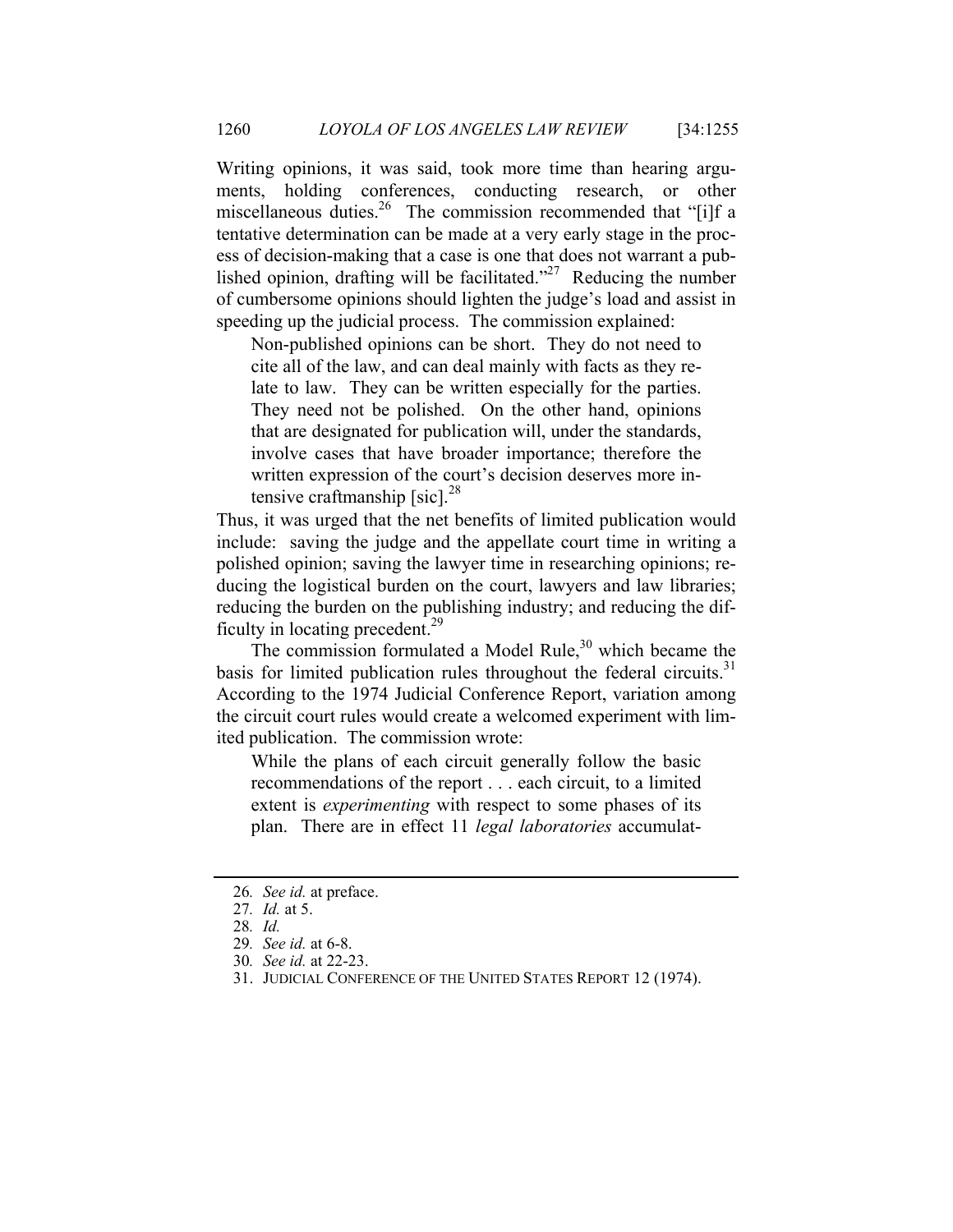Writing opinions, it was said, took more time than hearing arguments, holding conferences, conducting research, or other miscellaneous duties.[26] The commission recommended that "[i]f a tentative determination can be made at a very early stage in the process of decision-making that a case is one that does not warrant a published opinion, drafting will be facilitated."[27] Reducing the number of cumbersome opinions should lighten the judge's load and assist in speeding up the judicial process. The commission explained:

> Non-published opinions can be short. They do not need to cite all of the law, and can deal mainly with facts as they relate to law. They can be written especially for the parties. They need not be polished. On the other hand, opinions that are designated for publication will, under the standards, involve cases that have broader importance; therefore the written expression of the court's decision deserves more intensive craftmanship [sic].[28]

Thus, it was urged that the net benefits of limited publication would include: saving the judge and the appellate court time in writing a polished opinion; saving the lawyer time in researching opinions; reducing the logistical burden on the court, lawyers and law libraries; reducing the burden on the publishing industry; and reducing the difficulty in locating precedent.[29]

The commission formulated a Model Rule,[30] which became the basis for limited publication rules throughout the federal circuits.[31] According to the 1974 Judicial Conference Report, variation among the circuit court rules would create a welcomed experiment with limited publication. The commission wrote:

> While the plans of each circuit generally follow the basic recommendations of the report . . . each circuit, to a limited extent is *experimenting* with respect to some phases of its plan. There are in effect 11 *legal laboratories* accumulat-

---

26. *See id.* at preface.

27. *Id.* at 5.

28. *Id.*

29. *See id.* at 6-8.

30. *See id.* at 22-23.

31. JUDICIAL CONFERENCE OF THE UNITED STATES REPORT 12 (1974).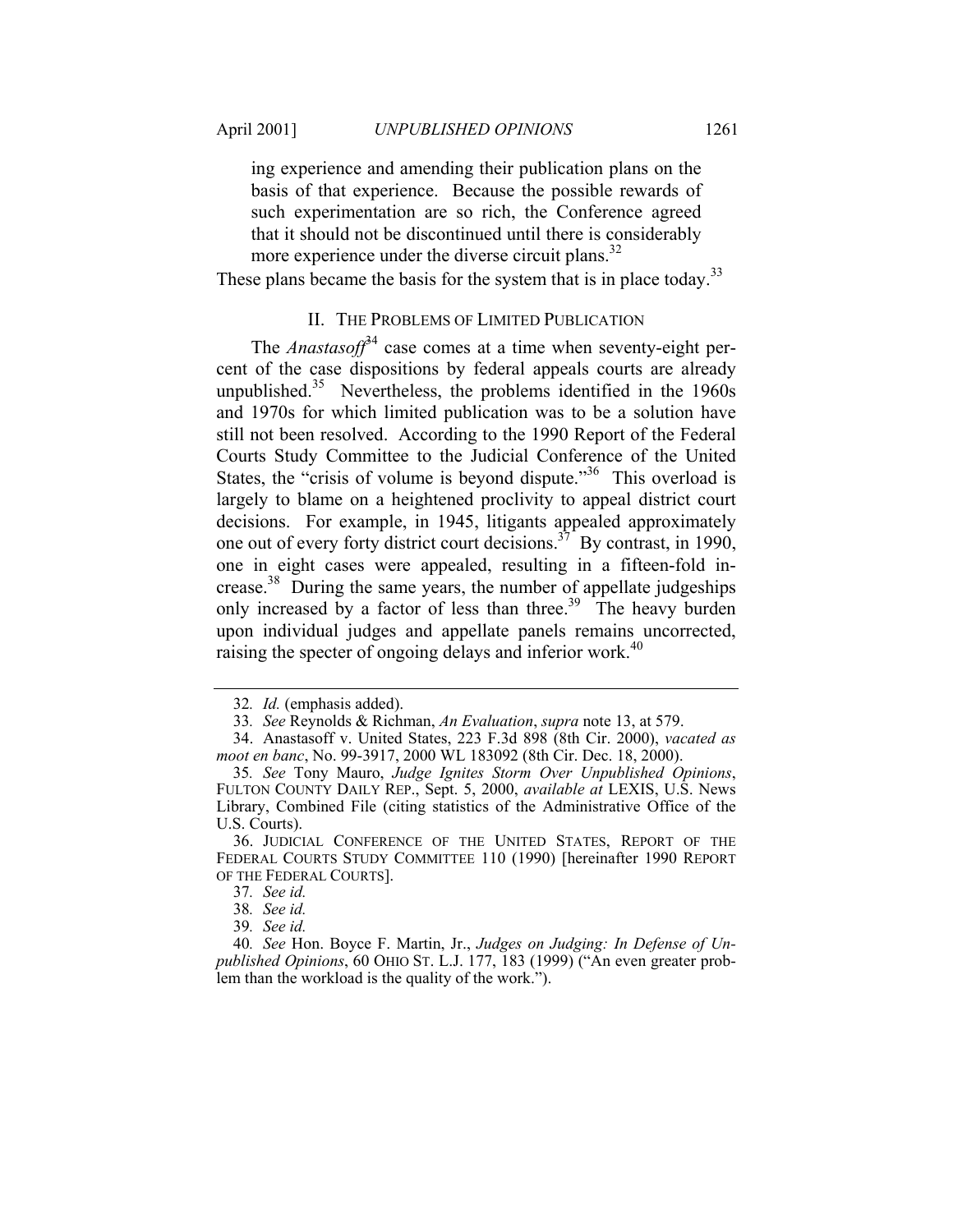ing experience and amending their publication plans on the basis of that experience. Because the possible rewards of such experimentation are so rich, the Conference agreed that it should not be discontinued until there is considerably more experience under the diverse circuit plans.[32]

These plans became the basis for the system that is in place today.[33]

## II. THE PROBLEMS OF LIMITED PUBLICATION

The *Anastasoff*[34] case comes at a time when seventy-eight percent of the case dispositions by federal appeals courts are already unpublished.[35] Nevertheless, the problems identified in the 1960s and 1970s for which limited publication was to be a solution have still not been resolved. According to the 1990 Report of the Federal Courts Study Committee to the Judicial Conference of the United States, the "crisis of volume is beyond dispute."[36] This overload is largely to blame on a heightened proclivity to appeal district court decisions. For example, in 1945, litigants appealed approximately one out of every forty district court decisions.[37] By contrast, in 1990, one in eight cases were appealed, resulting in a fifteen-fold increase.[38] During the same years, the number of appellate judgeships only increased by a factor of less than three.[39] The heavy burden upon individual judges and appellate panels remains uncorrected, raising the specter of ongoing delays and inferior work.[40]

---

32. *Id.* (emphasis added).

33. *See* Reynolds & Richman, *An Evaluation*, *supra* note 13, at 579.

34. Anastasoff v. United States, 223 F.3d 898 (8th Cir. 2000), *vacated as moot en banc*, No. 99-3917, 2000 WL 183092 (8th Cir. Dec. 18, 2000).

35. *See* Tony Mauro, *Judge Ignites Storm Over Unpublished Opinions*, FULTON COUNTY DAILY REP., Sept. 5, 2000, *available at* LEXIS, U.S. News Library, Combined File (citing statistics of the Administrative Office of the U.S. Courts).

36. JUDICIAL CONFERENCE OF THE UNITED STATES, REPORT OF THE FEDERAL COURTS STUDY COMMITTEE 110 (1990) [hereinafter 1990 REPORT OF THE FEDERAL COURTS].

37. *See id.*

38. *See id.*

39. *See id.*

40. *See* Hon. Boyce F. Martin, Jr., *Judges on Judging: In Defense of Unpublished Opinions*, 60 OHIO ST. L.J. 177, 183 (1999) ("An even greater problem than the workload is the quality of the work.").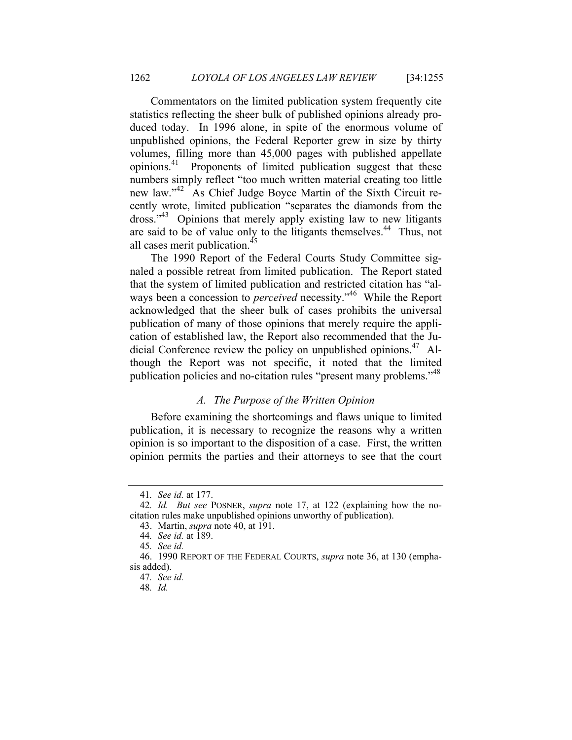Commentators on the limited publication system frequently cite statistics reflecting the sheer bulk of published opinions already produced today. In 1996 alone, in spite of the enormous volume of unpublished opinions, the Federal Reporter grew in size by thirty volumes, filling more than 45,000 pages with published appellate opinions.[41] Proponents of limited publication suggest that these numbers simply reflect "too much written material creating too little new law."[42] As Chief Judge Boyce Martin of the Sixth Circuit recently wrote, limited publication "separates the diamonds from the dross."[43] Opinions that merely apply existing law to new litigants are said to be of value only to the litigants themselves.[44] Thus, not all cases merit publication.[45]

The 1990 Report of the Federal Courts Study Committee signaled a possible retreat from limited publication. The Report stated that the system of limited publication and restricted citation has "always been a concession to *perceived* necessity."[46] While the Report acknowledged that the sheer bulk of cases prohibits the universal publication of many of those opinions that merely require the application of established law, the Report also recommended that the Judicial Conference review the policy on unpublished opinions.[47] Although the Report was not specific, it noted that the limited publication policies and no-citation rules "present many problems."[48]

### *A. The Purpose of the Written Opinion*

Before examining the shortcomings and flaws unique to limited publication, it is necessary to recognize the reasons why a written opinion is so important to the disposition of a case. First, the written opinion permits the parties and their attorneys to see that the court

---

41. *See id.* at 177.

42. *Id. But see* POSNER, *supra* note 17, at 122 (explaining how the no-citation rules make unpublished opinions unworthy of publication).

43. Martin, *supra* note 40, at 191.

44. *See id.* at 189.

45. *See id.*

46. 1990 REPORT OF THE FEDERAL COURTS, *supra* note 36, at 130 (emphasis added).

47. *See id.*

48. *Id.*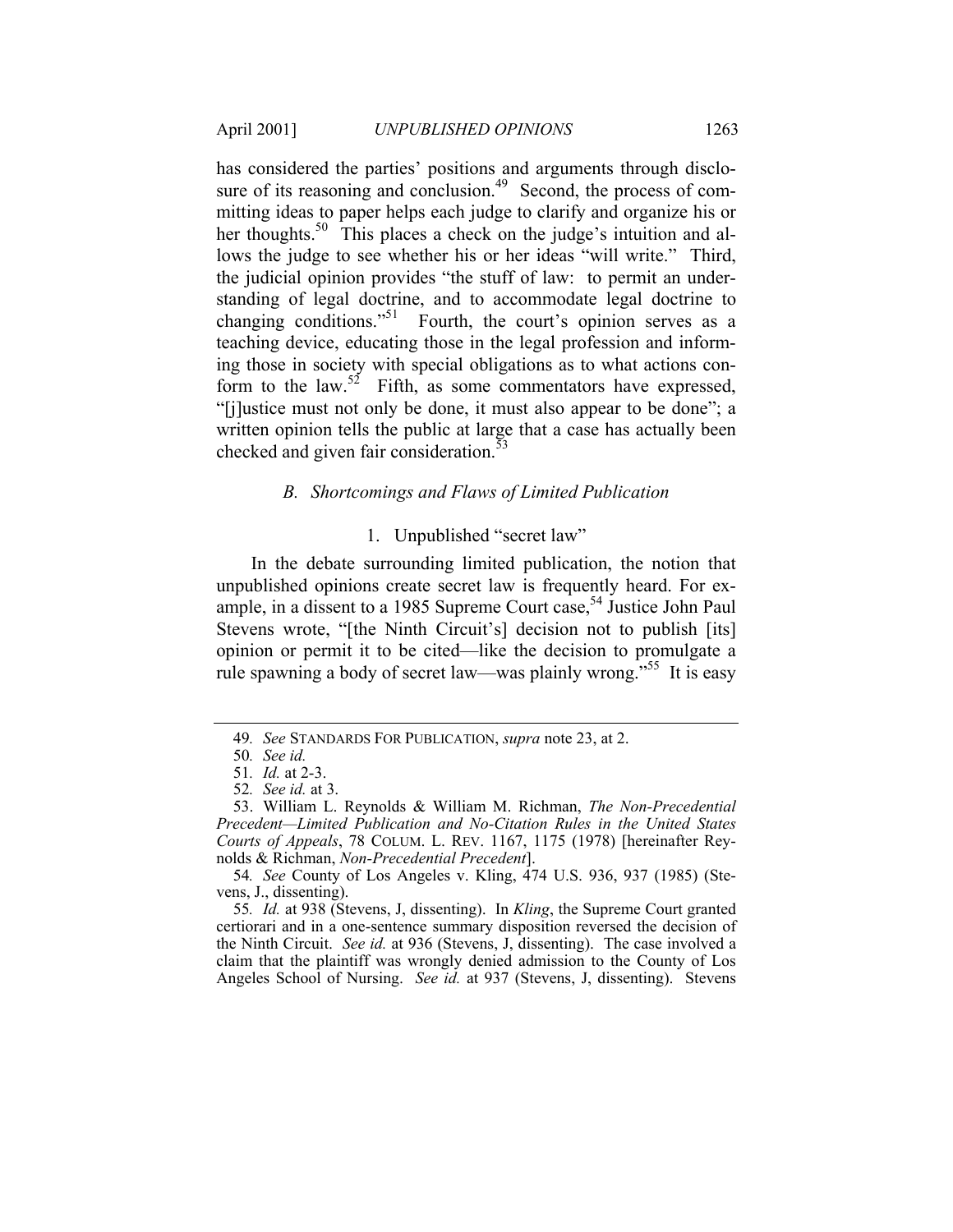has considered the parties' positions and arguments through disclosure of its reasoning and conclusion.[49] Second, the process of committing ideas to paper helps each judge to clarify and organize his or her thoughts.[50] This places a check on the judge's intuition and allows the judge to see whether his or her ideas "will write." Third, the judicial opinion provides "the stuff of law: to permit an understanding of legal doctrine, and to accommodate legal doctrine to changing conditions."[51] Fourth, the court's opinion serves as a teaching device, educating those in the legal profession and informing those in society with special obligations as to what actions conform to the law.[52] Fifth, as some commentators have expressed, "[j]ustice must not only be done, it must also appear to be done"; a written opinion tells the public at large that a case has actually been checked and given fair consideration.[53]

### *B. Shortcomings and Flaws of Limited Publication*

#### 1. Unpublished "secret law"

In the debate surrounding limited publication, the notion that unpublished opinions create secret law is frequently heard. For example, in a dissent to a 1985 Supreme Court case,[54] Justice John Paul Stevens wrote, "[the Ninth Circuit's] decision not to publish [its] opinion or permit it to be cited—like the decision to promulgate a rule spawning a body of secret law—was plainly wrong."[55] It is easy

---

49. *See* STANDARDS FOR PUBLICATION, *supra* note 23, at 2.

50. *See id.*

51. *Id.* at 2-3.

52. *See id.* at 3.

53. William L. Reynolds & William M. Richman, *The Non-Precedential Precedent—Limited Publication and No-Citation Rules in the United States Courts of Appeals*, 78 COLUM. L. REV. 1167, 1175 (1978) [hereinafter Reynolds & Richman, *Non-Precedential Precedent*].

54. *See* County of Los Angeles v. Kling, 474 U.S. 936, 937 (1985) (Stevens, J., dissenting).

55. *Id.* at 938 (Stevens, J, dissenting). In *Kling*, the Supreme Court granted certiorari and in a one-sentence summary disposition reversed the decision of the Ninth Circuit. *See id.* at 936 (Stevens, J, dissenting). The case involved a claim that the plaintiff was wrongly denied admission to the County of Los Angeles School of Nursing. *See id.* at 937 (Stevens, J, dissenting). Stevens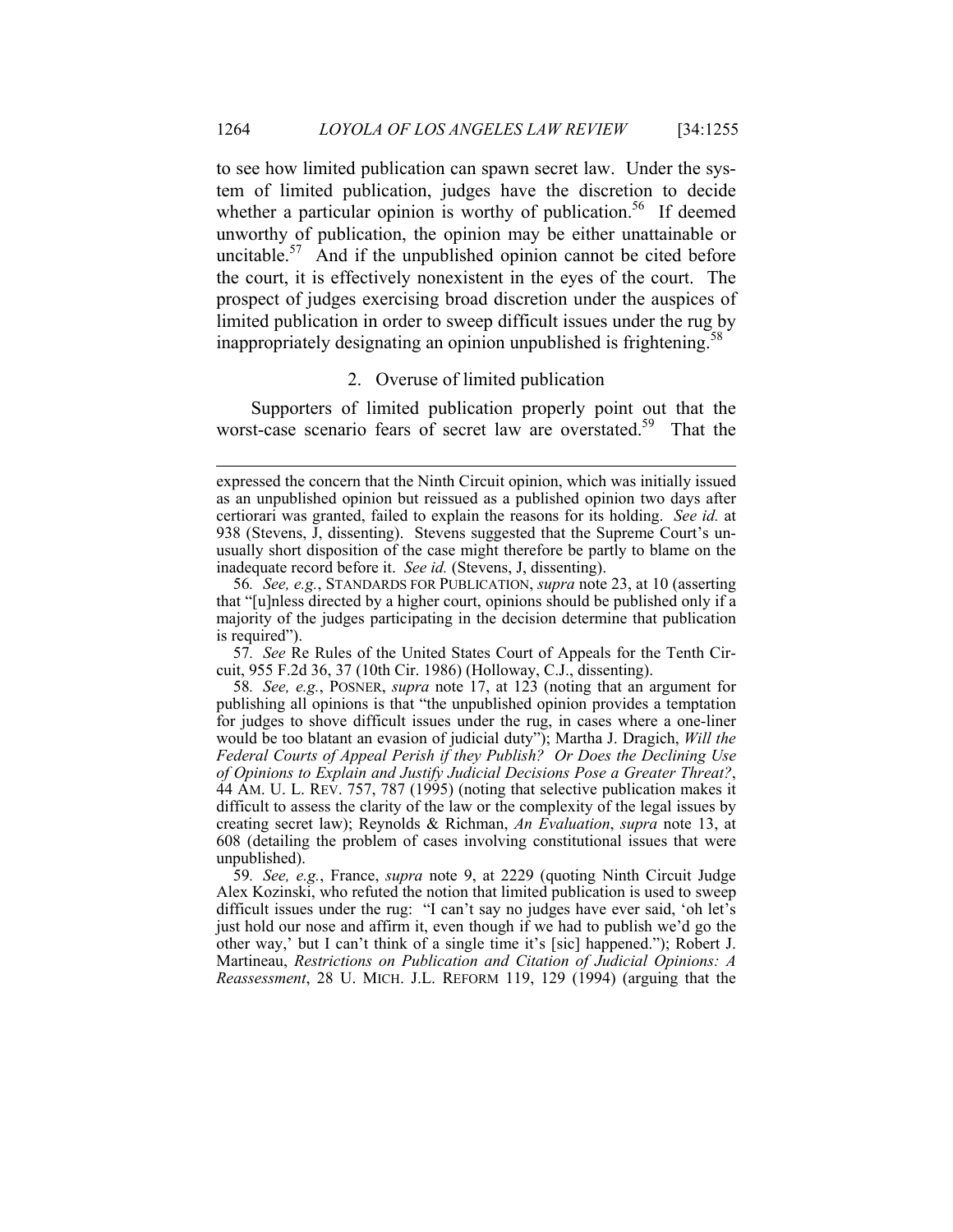to see how limited publication can spawn secret law. Under the system of limited publication, judges have the discretion to decide whether a particular opinion is worthy of publication.[56] If deemed unworthy of publication, the opinion may be either unattainable or uncitable.[57] And if the unpublished opinion cannot be cited before the court, it is effectively nonexistent in the eyes of the court. The prospect of judges exercising broad discretion under the auspices of limited publication in order to sweep difficult issues under the rug by inappropriately designating an opinion unpublished is frightening.[58]

### 2. Overuse of limited publication

Supporters of limited publication properly point out that the worst-case scenario fears of secret law are overstated.[59] That the

---

expressed the concern that the Ninth Circuit opinion, which was initially issued as an unpublished opinion but reissued as a published opinion two days after certiorari was granted, failed to explain the reasons for its holding. *See id.* at 938 (Stevens, J, dissenting). Stevens suggested that the Supreme Court's unusually short disposition of the case might therefore be partly to blame on the inadequate record before it. *See id.* (Stevens, J, dissenting).

56. *See, e.g.*, STANDARDS FOR PUBLICATION, *supra* note 23, at 10 (asserting that "[u]nless directed by a higher court, opinions should be published only if a majority of the judges participating in the decision determine that publication is required").

57. *See* Re Rules of the United States Court of Appeals for the Tenth Circuit, 955 F.2d 36, 37 (10th Cir. 1986) (Holloway, C.J., dissenting).

58. *See, e.g.*, POSNER, *supra* note 17, at 123 (noting that an argument for publishing all opinions is that "the unpublished opinion provides a temptation for judges to shove difficult issues under the rug, in cases where a one-liner would be too blatant an evasion of judicial duty"); Martha J. Dragich, *Will the Federal Courts of Appeal Perish if they Publish? Or Does the Declining Use of Opinions to Explain and Justify Judicial Decisions Pose a Greater Threat?*, 44 AM. U. L. REV. 757, 787 (1995) (noting that selective publication makes it difficult to assess the clarity of the law or the complexity of the legal issues by creating secret law); Reynolds & Richman, *An Evaluation*, *supra* note 13, at 608 (detailing the problem of cases involving constitutional issues that were unpublished).

59. *See, e.g.*, France, *supra* note 9, at 2229 (quoting Ninth Circuit Judge Alex Kozinski, who refuted the notion that limited publication is used to sweep difficult issues under the rug: "I can't say no judges have ever said, 'oh let's just hold our nose and affirm it, even though if we had to publish we'd go the other way,' but I can't think of a single time it's [sic] happened."); Robert J. Martineau, *Restrictions on Publication and Citation of Judicial Opinions: A Reassessment*, 28 U. MICH. J.L. REFORM 119, 129 (1994) (arguing that the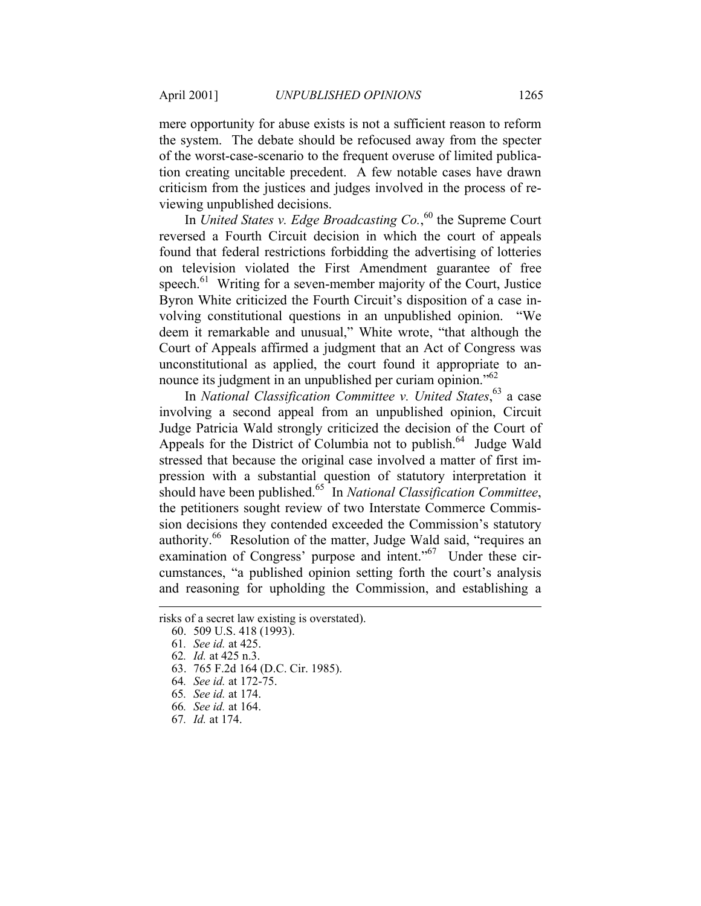mere opportunity for abuse exists is not a sufficient reason to reform the system. The debate should be refocused away from the specter of the worst-case-scenario to the frequent overuse of limited publication creating uncitable precedent. A few notable cases have drawn criticism from the justices and judges involved in the process of reviewing unpublished decisions.

In *United States v. Edge Broadcasting Co.*,[60] the Supreme Court reversed a Fourth Circuit decision in which the court of appeals found that federal restrictions forbidding the advertising of lotteries on television violated the First Amendment guarantee of free speech.[61] Writing for a seven-member majority of the Court, Justice Byron White criticized the Fourth Circuit's disposition of a case involving constitutional questions in an unpublished opinion. "We deem it remarkable and unusual," White wrote, "that although the Court of Appeals affirmed a judgment that an Act of Congress was unconstitutional as applied, the court found it appropriate to announce its judgment in an unpublished per curiam opinion."[62]

In *National Classification Committee v. United States*,[63] a case involving a second appeal from an unpublished opinion, Circuit Judge Patricia Wald strongly criticized the decision of the Court of Appeals for the District of Columbia not to publish.[64] Judge Wald stressed that because the original case involved a matter of first impression with a substantial question of statutory interpretation it should have been published.[65] In *National Classification Committee*, the petitioners sought review of two Interstate Commerce Commission decisions they contended exceeded the Commission's statutory authority.[66] Resolution of the matter, Judge Wald said, "requires an examination of Congress' purpose and intent."[67] Under these circumstances, "a published opinion setting forth the court's analysis and reasoning for upholding the Commission, and establishing a

---

risks of a secret law existing is overstated).

60. 509 U.S. 418 (1993).

61. *See id.* at 425.

62. *Id.* at 425 n.3.

63. 765 F.2d 164 (D.C. Cir. 1985).

64. *See id.* at 172-75.

65. *See id.* at 174.

66. *See id.* at 164.

67. *Id.* at 174.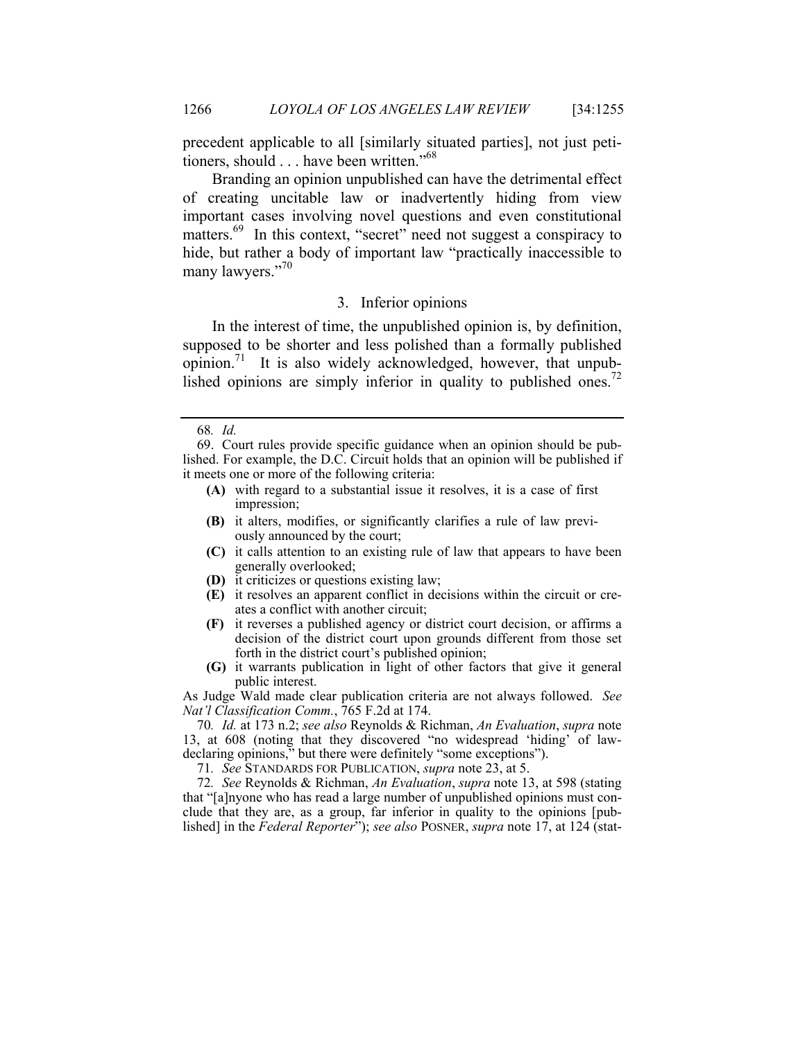precedent applicable to all [similarly situated parties], not just petitioners, should . . . have been written."[68]

Branding an opinion unpublished can have the detrimental effect of creating uncitable law or inadvertently hiding from view important cases involving novel questions and even constitutional matters.[69] In this context, "secret" need not suggest a conspiracy to hide, but rather a body of important law "practically inaccessible to many lawyers."[70]

### 3. Inferior opinions

In the interest of time, the unpublished opinion is, by definition, supposed to be shorter and less polished than a formally published opinion.[71] It is also widely acknowledged, however, that unpublished opinions are simply inferior in quality to published ones.[72]

---

68. *Id.*

69. Court rules provide specific guidance when an opinion should be published. For example, the D.C. Circuit holds that an opinion will be published if it meets one or more of the following criteria:

> **(A)** with regard to a substantial issue it resolves, it is a case of first impression;
>
> **(B)** it alters, modifies, or significantly clarifies a rule of law previously announced by the court;
>
> **(C)** it calls attention to an existing rule of law that appears to have been generally overlooked;
>
> **(D)** it criticizes or questions existing law;
>
> **(E)** it resolves an apparent conflict in decisions within the circuit or creates a conflict with another circuit;
>
> **(F)** it reverses a published agency or district court decision, or affirms a decision of the district court upon grounds different from those set forth in the district court's published opinion;
>
> **(G)** it warrants publication in light of other factors that give it general public interest.

As Judge Wald made clear publication criteria are not always followed. *See Nat'l Classification Comm.*, 765 F.2d at 174.

70. *Id.* at 173 n.2; *see also* Reynolds & Richman, *An Evaluation*, *supra* note 13, at 608 (noting that they discovered "no widespread 'hiding' of law-declaring opinions," but there were definitely "some exceptions").

71. *See* STANDARDS FOR PUBLICATION, *supra* note 23, at 5.

72. *See* Reynolds & Richman, *An Evaluation*, *supra* note 13, at 598 (stating that "[a]nyone who has read a large number of unpublished opinions must conclude that they are, as a group, far inferior in quality to the opinions [published] in the *Federal Reporter*"); *see also* POSNER, *supra* note 17, at 124 (stat-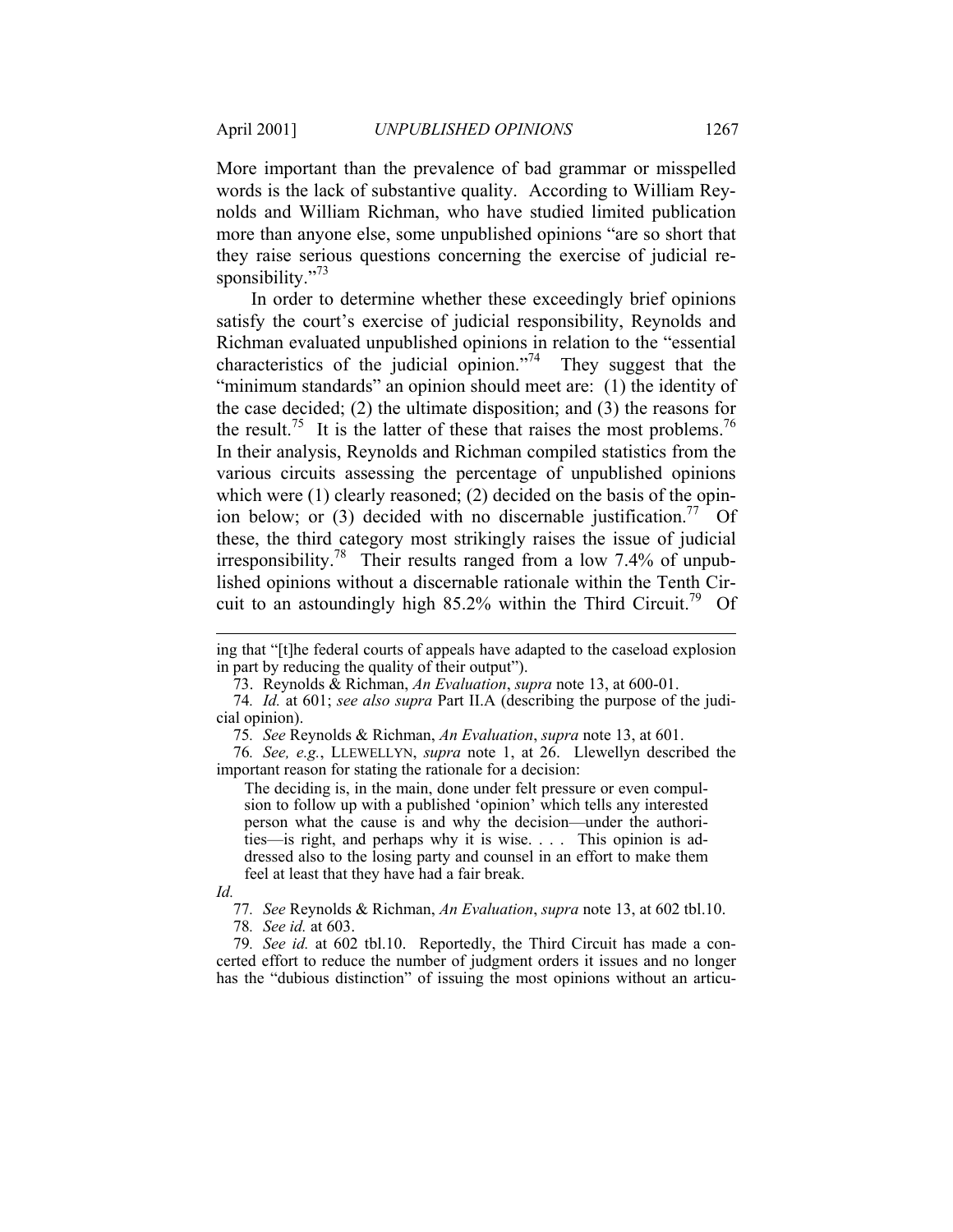More important than the prevalence of bad grammar or misspelled words is the lack of substantive quality. According to William Reynolds and William Richman, who have studied limited publication more than anyone else, some unpublished opinions "are so short that they raise serious questions concerning the exercise of judicial responsibility."[73]

In order to determine whether these exceedingly brief opinions satisfy the court's exercise of judicial responsibility, Reynolds and Richman evaluated unpublished opinions in relation to the "essential characteristics of the judicial opinion."[74] They suggest that the "minimum standards" an opinion should meet are: (1) the identity of the case decided; (2) the ultimate disposition; and (3) the reasons for the result.[75] It is the latter of these that raises the most problems.[76] In their analysis, Reynolds and Richman compiled statistics from the various circuits assessing the percentage of unpublished opinions which were (1) clearly reasoned; (2) decided on the basis of the opinion below; or (3) decided with no discernable justification.[77] Of these, the third category most strikingly raises the issue of judicial irresponsibility.[78] Their results ranged from a low 7.4% of unpublished opinions without a discernable rationale within the Tenth Circuit to an astoundingly high 85.2% within the Third Circuit.[79] Of

---

ing that "[t]he federal courts of appeals have adapted to the caseload explosion in part by reducing the quality of their output").

73. Reynolds & Richman, *An Evaluation*, *supra* note 13, at 600-01.

74. *Id.* at 601; *see also supra* Part II.A (describing the purpose of the judicial opinion).

75. *See* Reynolds & Richman, *An Evaluation*, *supra* note 13, at 601.

76. *See, e.g.*, LLEWELLYN, *supra* note 1, at 26. Llewellyn described the important reason for stating the rationale for a decision:

> The deciding is, in the main, done under felt pressure or even compulsion to follow up with a published 'opinion' which tells any interested person what the cause is and why the decision—under the authorities—is right, and perhaps why it is wise. . . . This opinion is addressed also to the losing party and counsel in an effort to make them feel at least that they have had a fair break.

*Id.*

77. *See* Reynolds & Richman, *An Evaluation*, *supra* note 13, at 602 tbl.10.

78. *See id.* at 603.

79. *See id.* at 602 tbl.10. Reportedly, the Third Circuit has made a concerted effort to reduce the number of judgment orders it issues and no longer has the "dubious distinction" of issuing the most opinions without an articu-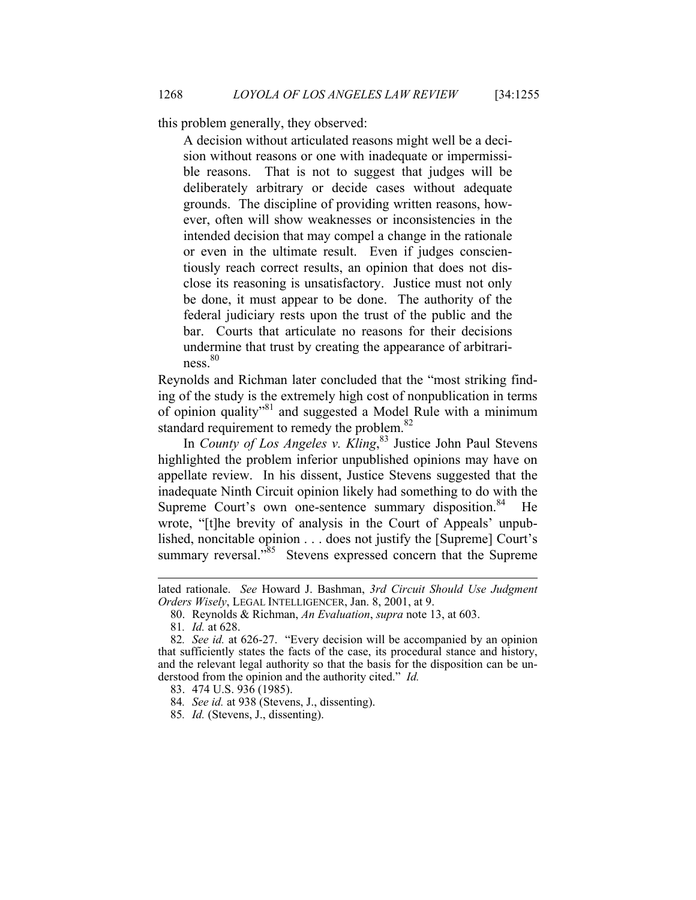this problem generally, they observed:

> A decision without articulated reasons might well be a decision without reasons or one with inadequate or impermissible reasons. That is not to suggest that judges will be deliberately arbitrary or decide cases without adequate grounds. The discipline of providing written reasons, however, often will show weaknesses or inconsistencies in the intended decision that may compel a change in the rationale or even in the ultimate result. Even if judges conscientiously reach correct results, an opinion that does not disclose its reasoning is unsatisfactory. Justice must not only be done, it must appear to be done. The authority of the federal judiciary rests upon the trust of the public and the bar. Courts that articulate no reasons for their decisions undermine that trust by creating the appearance of arbitrariness.[80]

Reynolds and Richman later concluded that the "most striking finding of the study is the extremely high cost of nonpublication in terms of opinion quality"[81] and suggested a Model Rule with a minimum standard requirement to remedy the problem.[82]

In *County of Los Angeles v. Kling*,[83] Justice John Paul Stevens highlighted the problem inferior unpublished opinions may have on appellate review. In his dissent, Justice Stevens suggested that the inadequate Ninth Circuit opinion likely had something to do with the Supreme Court's own one-sentence summary disposition.[84] He wrote, "[t]he brevity of analysis in the Court of Appeals' unpublished, noncitable opinion . . . does not justify the [Supreme] Court's summary reversal."[85] Stevens expressed concern that the Supreme

---

lated rationale. *See* Howard J. Bashman, *3rd Circuit Should Use Judgment Orders Wisely*, LEGAL INTELLIGENCER, Jan. 8, 2001, at 9.

80. Reynolds & Richman, *An Evaluation*, *supra* note 13, at 603.

81. *Id.* at 628.

82. *See id.* at 626-27. "Every decision will be accompanied by an opinion that sufficiently states the facts of the case, its procedural stance and history, and the relevant legal authority so that the basis for the disposition can be understood from the opinion and the authority cited." *Id.*

83. 474 U.S. 936 (1985).

84. *See id.* at 938 (Stevens, J., dissenting).

85. *Id.* (Stevens, J., dissenting).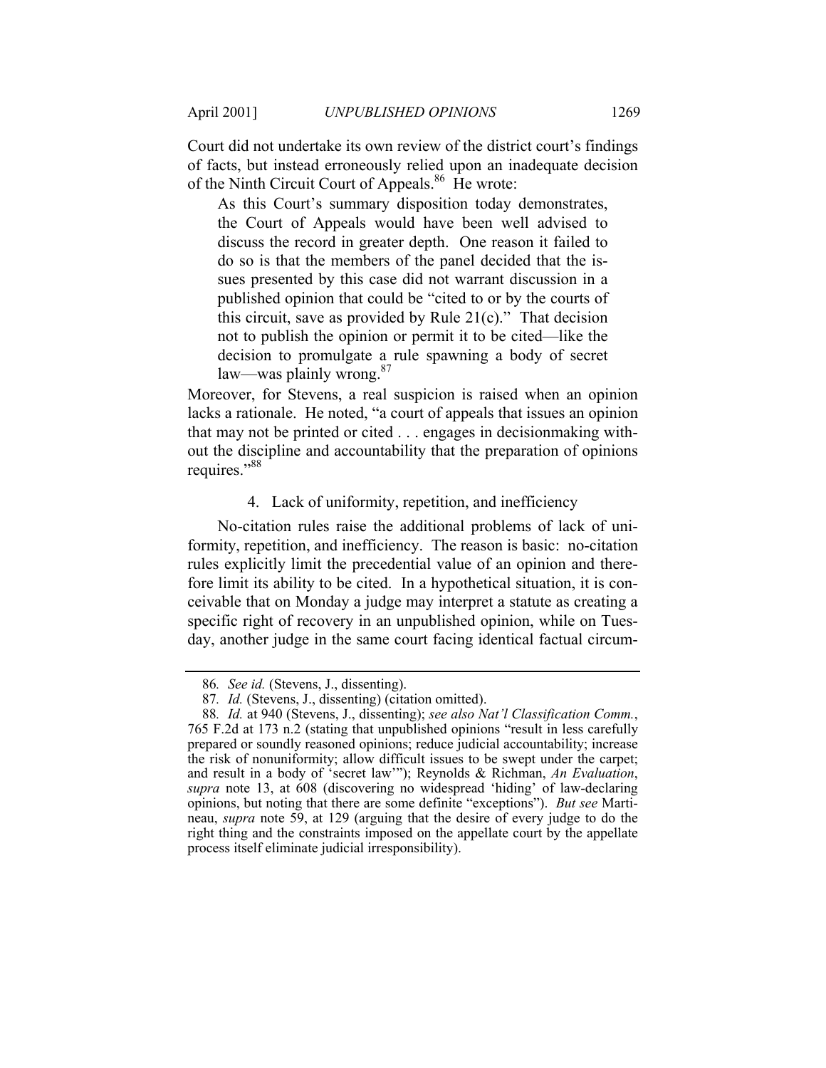Court did not undertake its own review of the district court's findings of facts, but instead erroneously relied upon an inadequate decision of the Ninth Circuit Court of Appeals.[86] He wrote:

> As this Court's summary disposition today demonstrates, the Court of Appeals would have been well advised to discuss the record in greater depth. One reason it failed to do so is that the members of the panel decided that the issues presented by this case did not warrant discussion in a published opinion that could be "cited to or by the courts of this circuit, save as provided by Rule 21(c)." That decision not to publish the opinion or permit it to be cited—like the decision to promulgate a rule spawning a body of secret law—was plainly wrong.[87]

Moreover, for Stevens, a real suspicion is raised when an opinion lacks a rationale. He noted, "a court of appeals that issues an opinion that may not be printed or cited . . . engages in decisionmaking without the discipline and accountability that the preparation of opinions requires."[88]

#### 4. Lack of uniformity, repetition, and inefficiency

No-citation rules raise the additional problems of lack of uniformity, repetition, and inefficiency. The reason is basic: no-citation rules explicitly limit the precedential value of an opinion and therefore limit its ability to be cited. In a hypothetical situation, it is conceivable that on Monday a judge may interpret a statute as creating a specific right of recovery in an unpublished opinion, while on Tuesday, another judge in the same court facing identical factual circum-

---

86. *See id.* (Stevens, J., dissenting).

87. *Id.* (Stevens, J., dissenting) (citation omitted).

88. *Id.* at 940 (Stevens, J., dissenting); *see also Nat'l Classification Comm.*, 765 F.2d at 173 n.2 (stating that unpublished opinions "result in less carefully prepared or soundly reasoned opinions; reduce judicial accountability; increase the risk of nonuniformity; allow difficult issues to be swept under the carpet; and result in a body of 'secret law'"); Reynolds & Richman, *An Evaluation*, *supra* note 13, at 608 (discovering no widespread 'hiding' of law-declaring opinions, but noting that there are some definite "exceptions"). *But see* Martineau, *supra* note 59, at 129 (arguing that the desire of every judge to do the right thing and the constraints imposed on the appellate court by the appellate process itself eliminate judicial irresponsibility).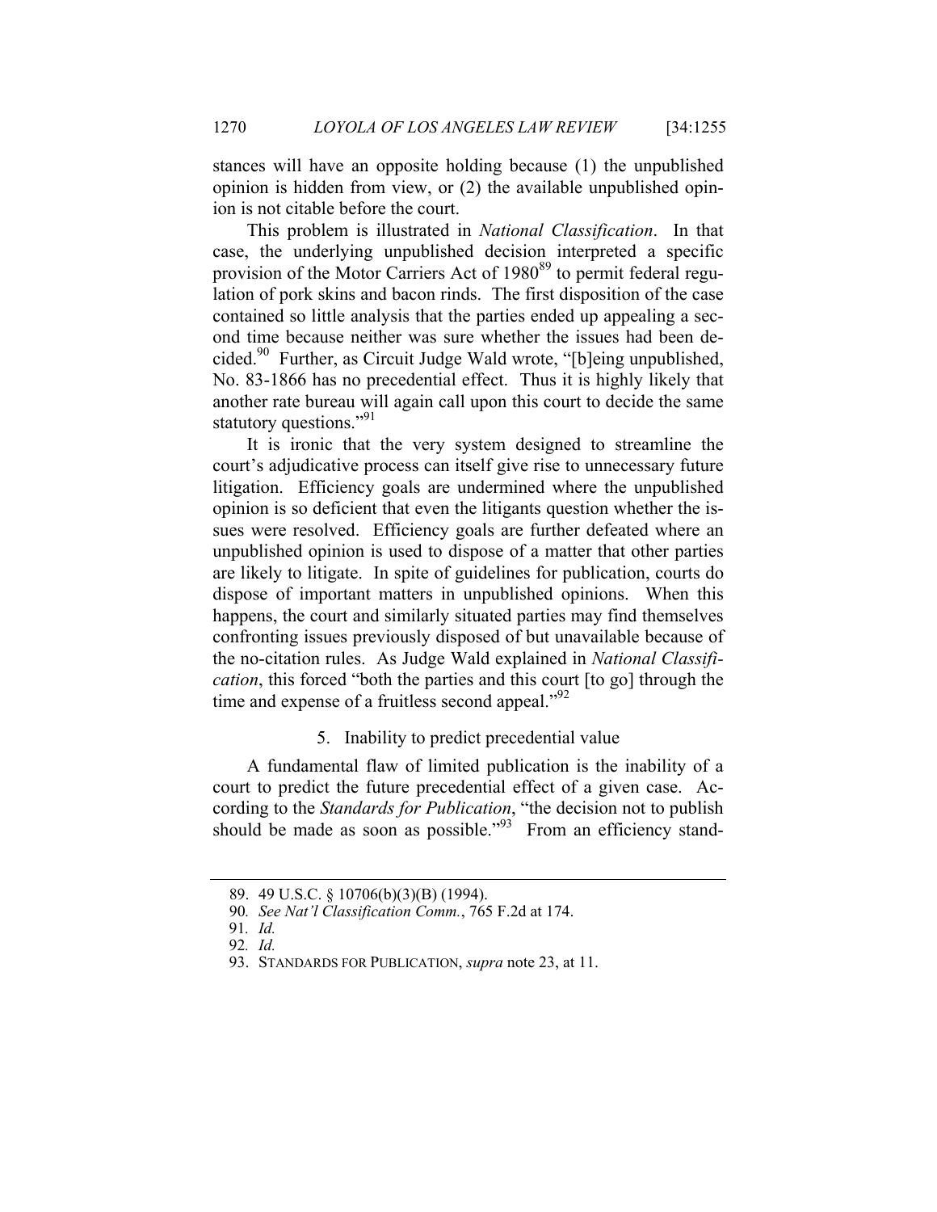stances will have an opposite holding because (1) the unpublished opinion is hidden from view, or (2) the available unpublished opinion is not citable before the court.

This problem is illustrated in *National Classification*. In that case, the underlying unpublished decision interpreted a specific provision of the Motor Carriers Act of 1980[89] to permit federal regulation of pork skins and bacon rinds. The first disposition of the case contained so little analysis that the parties ended up appealing a second time because neither was sure whether the issues had been decided.[90] Further, as Circuit Judge Wald wrote, "[b]eing unpublished, No. 83-1866 has no precedential effect. Thus it is highly likely that another rate bureau will again call upon this court to decide the same statutory questions."[91]

It is ironic that the very system designed to streamline the court's adjudicative process can itself give rise to unnecessary future litigation. Efficiency goals are undermined where the unpublished opinion is so deficient that even the litigants question whether the issues were resolved. Efficiency goals are further defeated where an unpublished opinion is used to dispose of a matter that other parties are likely to litigate. In spite of guidelines for publication, courts do dispose of important matters in unpublished opinions. When this happens, the court and similarly situated parties may find themselves confronting issues previously disposed of but unavailable because of the no-citation rules. As Judge Wald explained in *National Classification*, this forced "both the parties and this court [to go] through the time and expense of a fruitless second appeal."[92]

#### 5. Inability to predict precedential value

A fundamental flaw of limited publication is the inability of a court to predict the future precedential effect of a given case. According to the *Standards for Publication*, "the decision not to publish should be made as soon as possible."[93] From an efficiency stand-

---

89. 49 U.S.C. § 10706(b)(3)(B) (1994).

90. *See Nat'l Classification Comm.*, 765 F.2d at 174.

91. *Id.*

92. *Id.*

93. STANDARDS FOR PUBLICATION, *supra* note 23, at 11.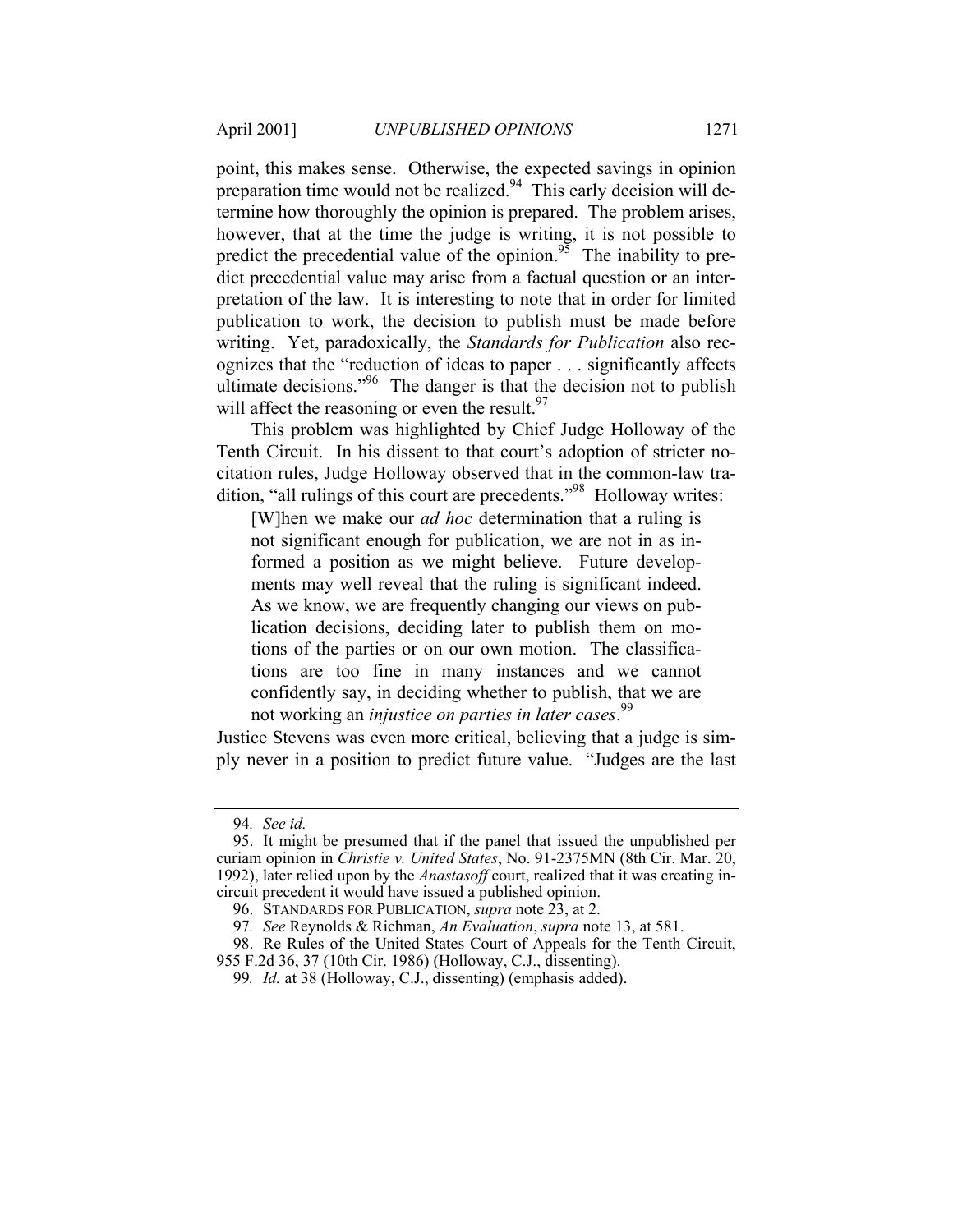point, this makes sense. Otherwise, the expected savings in opinion preparation time would not be realized.[94] This early decision will determine how thoroughly the opinion is prepared. The problem arises, however, that at the time the judge is writing, it is not possible to predict the precedential value of the opinion.[95] The inability to predict precedential value may arise from a factual question or an interpretation of the law. It is interesting to note that in order for limited publication to work, the decision to publish must be made before writing. Yet, paradoxically, the *Standards for Publication* also recognizes that the "reduction of ideas to paper . . . significantly affects ultimate decisions."[96] The danger is that the decision not to publish will affect the reasoning or even the result.[97]

This problem was highlighted by Chief Judge Holloway of the Tenth Circuit. In his dissent to that court's adoption of stricter no-citation rules, Judge Holloway observed that in the common-law tradition, "all rulings of this court are precedents."[98] Holloway writes:

> [W]hen we make our *ad hoc* determination that a ruling is not significant enough for publication, we are not in as informed a position as we might believe. Future developments may well reveal that the ruling is significant indeed. As we know, we are frequently changing our views on publication decisions, deciding later to publish them on motions of the parties or on our own motion. The classifications are too fine in many instances and we cannot confidently say, in deciding whether to publish, that we are not working an *injustice on parties in later cases*.[99]

Justice Stevens was even more critical, believing that a judge is simply never in a position to predict future value. "Judges are the last

---

94. *See id.*

95. It might be presumed that if the panel that issued the unpublished per curiam opinion in *Christie v. United States*, No. 91-2375MN (8th Cir. Mar. 20, 1992), later relied upon by the *Anastasoff* court, realized that it was creating in-circuit precedent it would have issued a published opinion.

96. STANDARDS FOR PUBLICATION, *supra* note 23, at 2.

97. *See* Reynolds & Richman, *An Evaluation*, *supra* note 13, at 581.

98. Re Rules of the United States Court of Appeals for the Tenth Circuit, 955 F.2d 36, 37 (10th Cir. 1986) (Holloway, C.J., dissenting).

99. *Id.* at 38 (Holloway, C.J., dissenting) (emphasis added).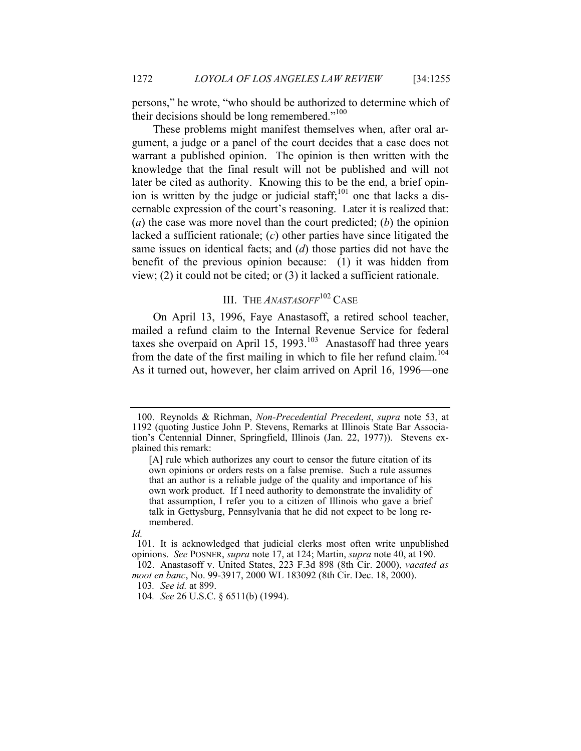persons," he wrote, "who should be authorized to determine which of their decisions should be long remembered."[100]

These problems might manifest themselves when, after oral argument, a judge or a panel of the court decides that a case does not warrant a published opinion. The opinion is then written with the knowledge that the final result will not be published and will not later be cited as authority. Knowing this to be the end, a brief opinion is written by the judge or judicial staff;[101] one that lacks a discernable expression of the court's reasoning. Later it is realized that: (*a*) the case was more novel than the court predicted; (*b*) the opinion lacked a sufficient rationale; (*c*) other parties have since litigated the same issues on identical facts; and (*d*) those parties did not have the benefit of the previous opinion because: (1) it was hidden from view; (2) it could not be cited; or (3) it lacked a sufficient rationale.

## III. THE *ANASTASOFF*[102] CASE

On April 13, 1996, Faye Anastasoff, a retired school teacher, mailed a refund claim to the Internal Revenue Service for federal taxes she overpaid on April 15, 1993.[103] Anastasoff had three years from the date of the first mailing in which to file her refund claim.[104] As it turned out, however, her claim arrived on April 16, 1996—one

---

100. Reynolds & Richman, *Non-Precedential Precedent*, *supra* note 53, at 1192 (quoting Justice John P. Stevens, Remarks at Illinois State Bar Association's Centennial Dinner, Springfield, Illinois (Jan. 22, 1977)). Stevens explained this remark:

> [A] rule which authorizes any court to censor the future citation of its own opinions or orders rests on a false premise. Such a rule assumes that an author is a reliable judge of the quality and importance of his own work product. If I need authority to demonstrate the invalidity of that assumption, I refer you to a citizen of Illinois who gave a brief talk in Gettysburg, Pennsylvania that he did not expect to be long remembered.

*Id.*

101. It is acknowledged that judicial clerks most often write unpublished opinions. *See* POSNER, *supra* note 17, at 124; Martin, *supra* note 40, at 190.

102. Anastasoff v. United States, 223 F.3d 898 (8th Cir. 2000), *vacated as moot en banc*, No. 99-3917, 2000 WL 183092 (8th Cir. Dec. 18, 2000).

103. *See id.* at 899.

104. *See* 26 U.S.C. § 6511(b) (1994).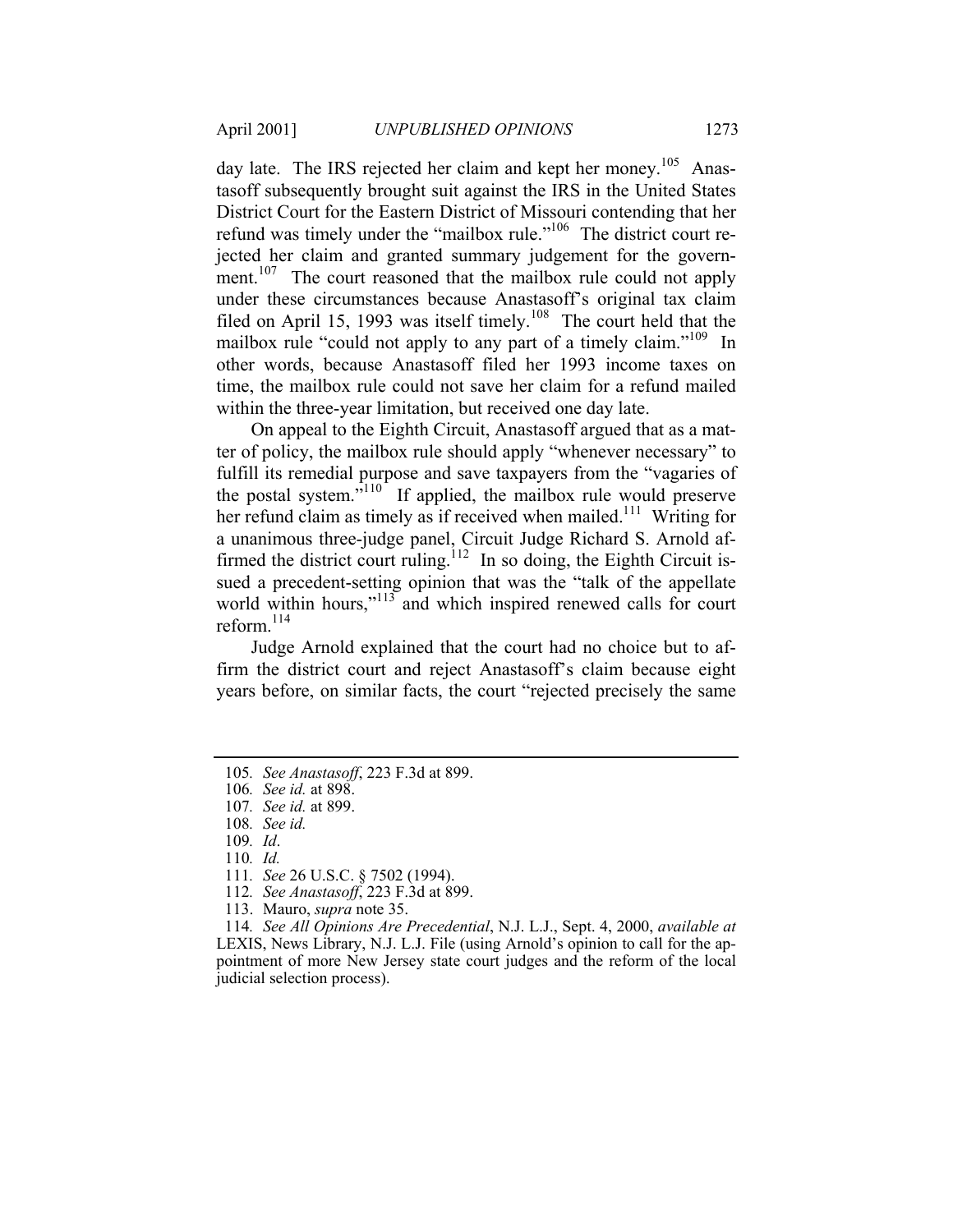day late. The IRS rejected her claim and kept her money.[105] Anastasoff subsequently brought suit against the IRS in the United States District Court for the Eastern District of Missouri contending that her refund was timely under the "mailbox rule."[106] The district court rejected her claim and granted summary judgement for the government.[107] The court reasoned that the mailbox rule could not apply under these circumstances because Anastasoff's original tax claim filed on April 15, 1993 was itself timely.[108] The court held that the mailbox rule "could not apply to any part of a timely claim."[109] In other words, because Anastasoff filed her 1993 income taxes on time, the mailbox rule could not save her claim for a refund mailed within the three-year limitation, but received one day late.

On appeal to the Eighth Circuit, Anastasoff argued that as a matter of policy, the mailbox rule should apply "whenever necessary" to fulfill its remedial purpose and save taxpayers from the "vagaries of the postal system."[110] If applied, the mailbox rule would preserve her refund claim as timely as if received when mailed.[111] Writing for a unanimous three-judge panel, Circuit Judge Richard S. Arnold affirmed the district court ruling.[112] In so doing, the Eighth Circuit issued a precedent-setting opinion that was the "talk of the appellate world within hours,"[113] and which inspired renewed calls for court reform.[114]

Judge Arnold explained that the court had no choice but to affirm the district court and reject Anastasoff's claim because eight years before, on similar facts, the court "rejected precisely the same

---

105. *See Anastasoff*, 223 F.3d at 899.

106. *See id.* at 898.

107. *See id.* at 899.

108. *See id.*

109. *Id*.

110. *Id.*

111. *See* 26 U.S.C. § 7502 (1994).

112. *See Anastasoff*, 223 F.3d at 899.

113. Mauro, *supra* note 35.

114. *See All Opinions Are Precedential*, N.J. L.J., Sept. 4, 2000, *available at* LEXIS, News Library, N.J. L.J. File (using Arnold's opinion to call for the appointment of more New Jersey state court judges and the reform of the local judicial selection process).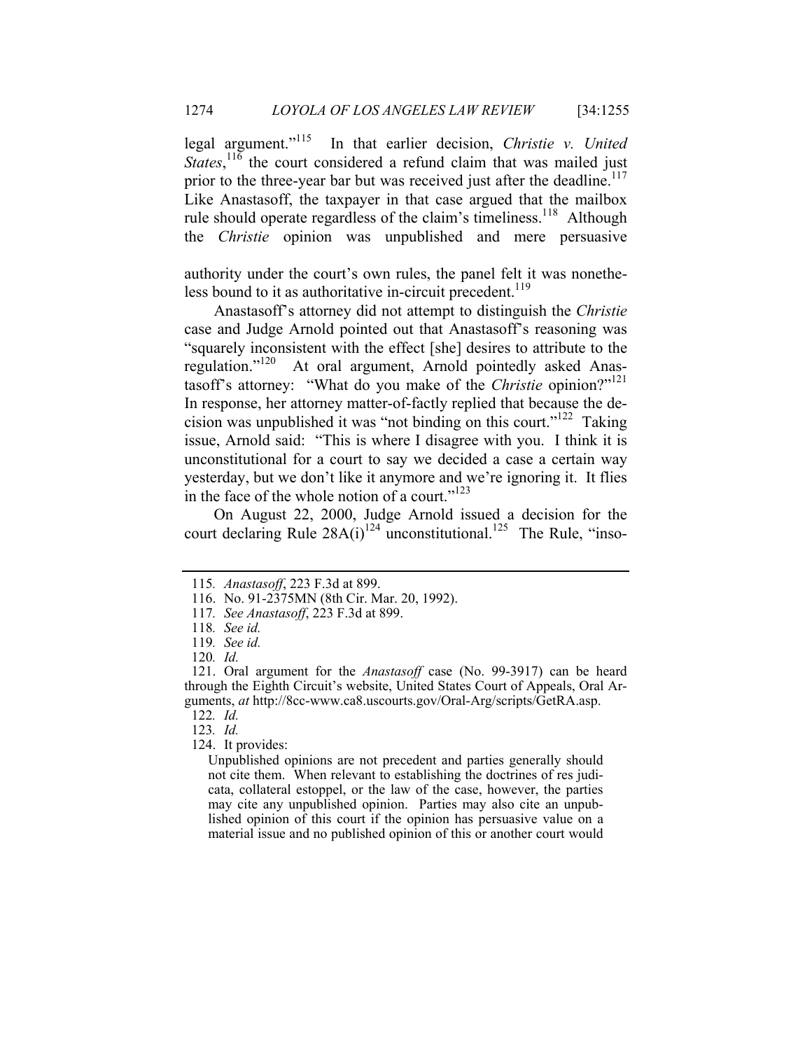legal argument."[115] In that earlier decision, *Christie v. United States*,[116] the court considered a refund claim that was mailed just prior to the three-year bar but was received just after the deadline.[117] Like Anastasoff, the taxpayer in that case argued that the mailbox rule should operate regardless of the claim's timeliness.[118] Although the *Christie* opinion was unpublished and mere persuasive authority under the court's own rules, the panel felt it was nonetheless bound to it as authoritative in-circuit precedent.[119]

Anastasoff's attorney did not attempt to distinguish the *Christie* case and Judge Arnold pointed out that Anastasoff's reasoning was "squarely inconsistent with the effect [she] desires to attribute to the regulation."[120] At oral argument, Arnold pointedly asked Anastasoff's attorney: "What do you make of the *Christie* opinion?"[121] In response, her attorney matter-of-factly replied that because the decision was unpublished it was "not binding on this court."[122] Taking issue, Arnold said: "This is where I disagree with you. I think it is unconstitutional for a court to say we decided a case a certain way yesterday, but we don't like it anymore and we're ignoring it. It flies in the face of the whole notion of a court."[123]

On August 22, 2000, Judge Arnold issued a decision for the court declaring Rule 28A(i)[124] unconstitutional.[125] The Rule, "inso-

---

115. *Anastasoff*, 223 F.3d at 899.

116. No. 91-2375MN (8th Cir. Mar. 20, 1992).

117. *See Anastasoff*, 223 F.3d at 899.

118. *See id.*

119. *See id.*

120. *Id.*

121. Oral argument for the *Anastasoff* case (No. 99-3917) can be heard through the Eighth Circuit's website, United States Court of Appeals, Oral Arguments, *at* http://8cc-www.ca8.uscourts.gov/Oral-Arg/scripts/GetRA.asp.

122. *Id.*

123. *Id.*

124. It provides:

> Unpublished opinions are not precedent and parties generally should not cite them. When relevant to establishing the doctrines of res judicata, collateral estoppel, or the law of the case, however, the parties may cite any unpublished opinion. Parties may also cite an unpublished opinion of this court if the opinion has persuasive value on a material issue and no published opinion of this or another court would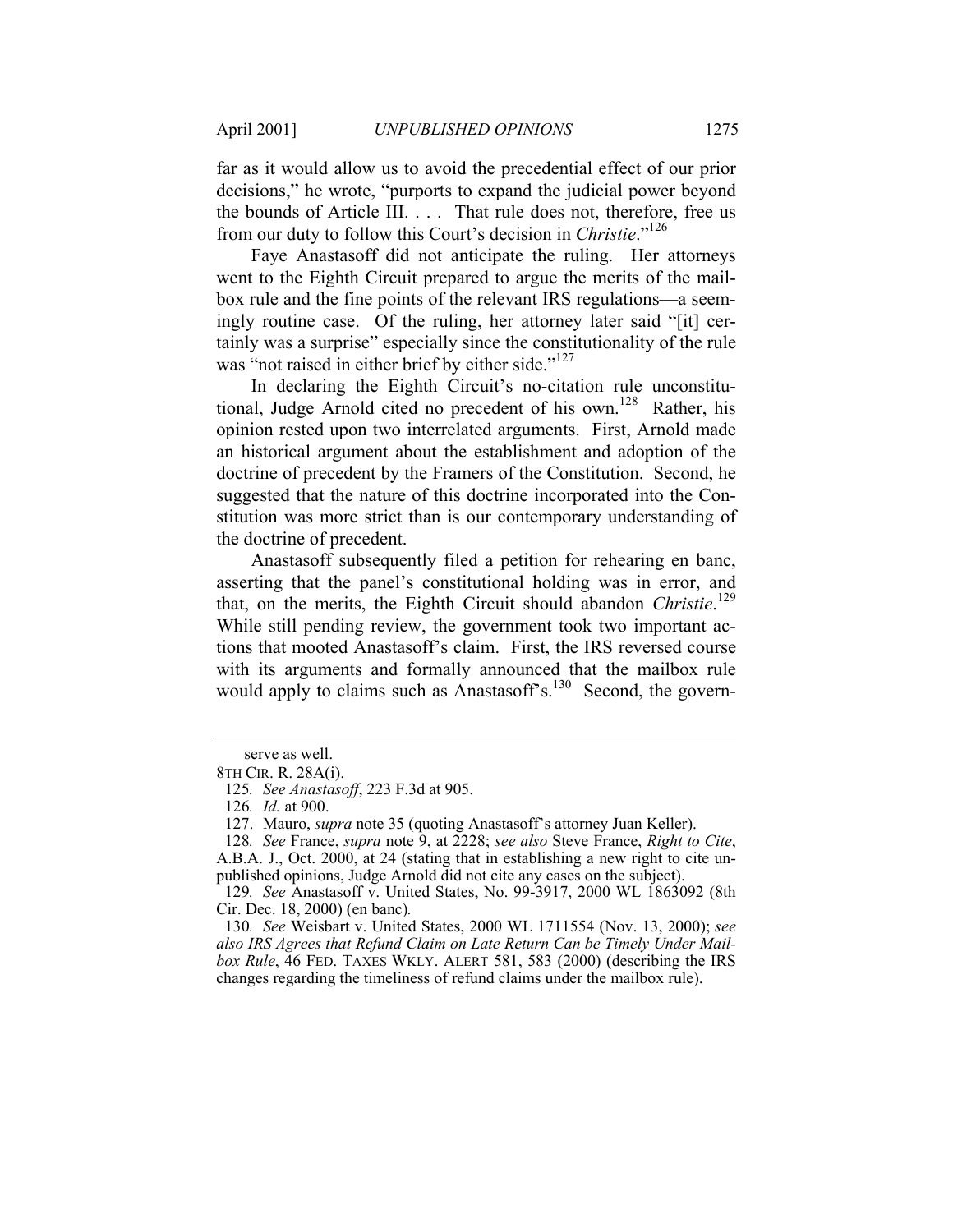far as it would allow us to avoid the precedential effect of our prior decisions," he wrote, "purports to expand the judicial power beyond the bounds of Article III. . . . That rule does not, therefore, free us from our duty to follow this Court's decision in *Christie*."[126]

Faye Anastasoff did not anticipate the ruling. Her attorneys went to the Eighth Circuit prepared to argue the merits of the mailbox rule and the fine points of the relevant IRS regulations—a seemingly routine case. Of the ruling, her attorney later said "[it] certainly was a surprise" especially since the constitutionality of the rule was "not raised in either brief by either side."[127]

In declaring the Eighth Circuit's no-citation rule unconstitutional, Judge Arnold cited no precedent of his own.[128] Rather, his opinion rested upon two interrelated arguments. First, Arnold made an historical argument about the establishment and adoption of the doctrine of precedent by the Framers of the Constitution. Second, he suggested that the nature of this doctrine incorporated into the Constitution was more strict than is our contemporary understanding of the doctrine of precedent.

Anastasoff subsequently filed a petition for rehearing en banc, asserting that the panel's constitutional holding was in error, and that, on the merits, the Eighth Circuit should abandon *Christie*.[129] While still pending review, the government took two important actions that mooted Anastasoff's claim. First, the IRS reversed course with its arguments and formally announced that the mailbox rule would apply to claims such as Anastasoff's.[130] Second, the govern-

---

serve as well.

8TH CIR. R. 28A(i).

125. *See Anastasoff*, 223 F.3d at 905.

126. *Id.* at 900.

127. Mauro, *supra* note 35 (quoting Anastasoff's attorney Juan Keller).

128. *See* France, *supra* note 9, at 2228; *see also* Steve France, *Right to Cite*, A.B.A. J., Oct. 2000, at 24 (stating that in establishing a new right to cite unpublished opinions, Judge Arnold did not cite any cases on the subject).

129. *See* Anastasoff v. United States, No. 99-3917, 2000 WL 1863092 (8th Cir. Dec. 18, 2000) (en banc).

130. *See* Weisbart v. United States, 2000 WL 1711554 (Nov. 13, 2000); *see also IRS Agrees that Refund Claim on Late Return Can be Timely Under Mailbox Rule*, 46 FED. TAXES WKLY. ALERT 581, 583 (2000) (describing the IRS changes regarding the timeliness of refund claims under the mailbox rule).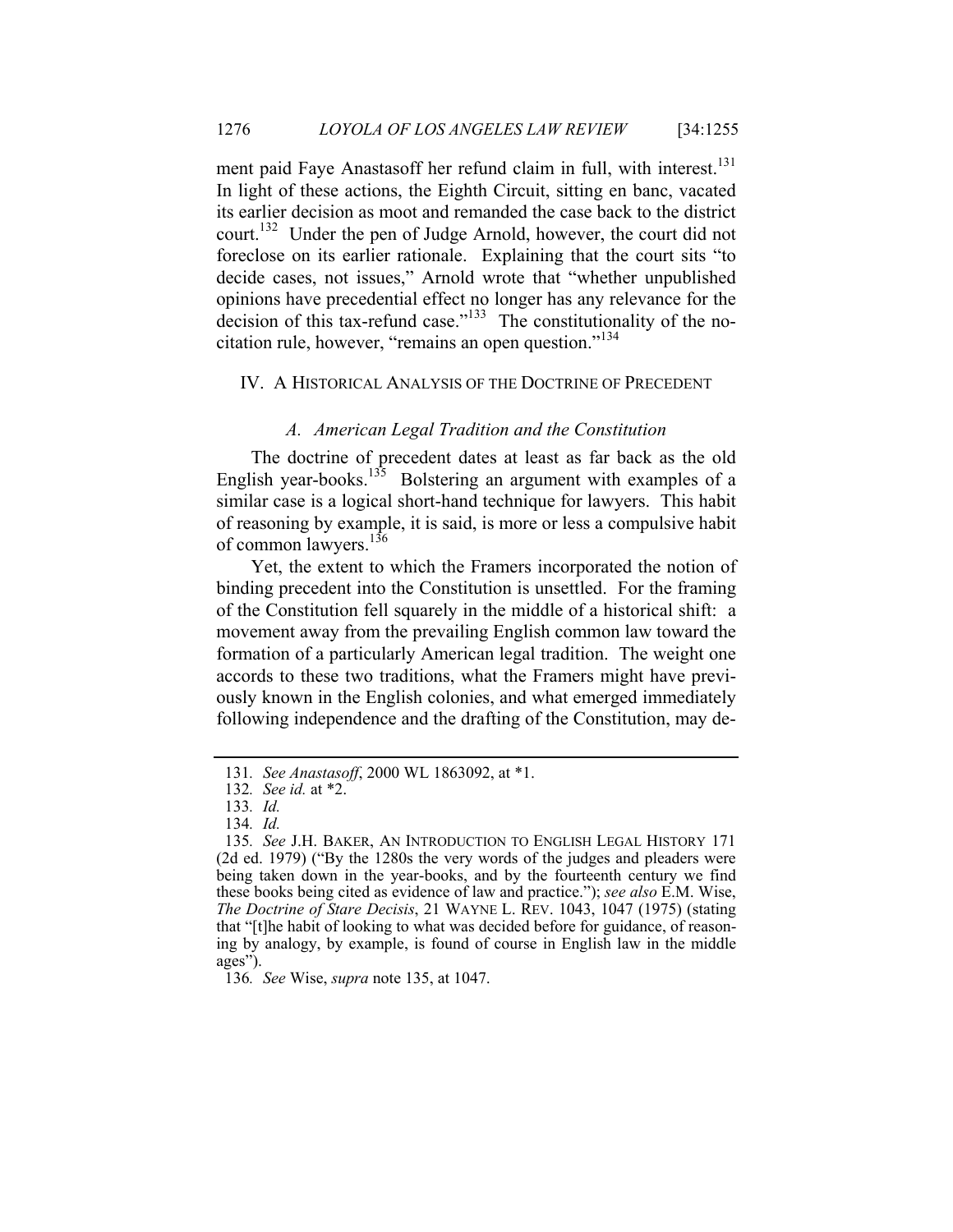ment paid Faye Anastasoff her refund claim in full, with interest.[131] In light of these actions, the Eighth Circuit, sitting en banc, vacated its earlier decision as moot and remanded the case back to the district court.[132] Under the pen of Judge Arnold, however, the court did not foreclose on its earlier rationale. Explaining that the court sits "to decide cases, not issues," Arnold wrote that "whether unpublished opinions have precedential effect no longer has any relevance for the decision of this tax-refund case."[133] The constitutionality of the no-citation rule, however, "remains an open question."[134]

## IV. A HISTORICAL ANALYSIS OF THE DOCTRINE OF PRECEDENT

### *A. American Legal Tradition and the Constitution*

The doctrine of precedent dates at least as far back as the old English year-books.[135] Bolstering an argument with examples of a similar case is a logical short-hand technique for lawyers. This habit of reasoning by example, it is said, is more or less a compulsive habit of common lawyers.[136]

Yet, the extent to which the Framers incorporated the notion of binding precedent into the Constitution is unsettled. For the framing of the Constitution fell squarely in the middle of a historical shift: a movement away from the prevailing English common law toward the formation of a particularly American legal tradition. The weight one accords to these two traditions, what the Framers might have previously known in the English colonies, and what emerged immediately following independence and the drafting of the Constitution, may de-

---

131. *See Anastasoff*, 2000 WL 1863092, at *1.

132. *See id.* at *2.

133. *Id.*

134. *Id.*

135. *See* J.H. BAKER, AN INTRODUCTION TO ENGLISH LEGAL HISTORY 171 (2d ed. 1979) ("By the 1280s the very words of the judges and pleaders were being taken down in the year-books, and by the fourteenth century we find these books being cited as evidence of law and practice."); *see also* E.M. Wise, *The Doctrine of Stare Decisis*, 21 WAYNE L. REV. 1043, 1047 (1975) (stating that "[t]he habit of looking to what was decided before for guidance, of reasoning by analogy, by example, is found of course in English law in the middle ages").

136. *See* Wise, *supra* note 135, at 1047.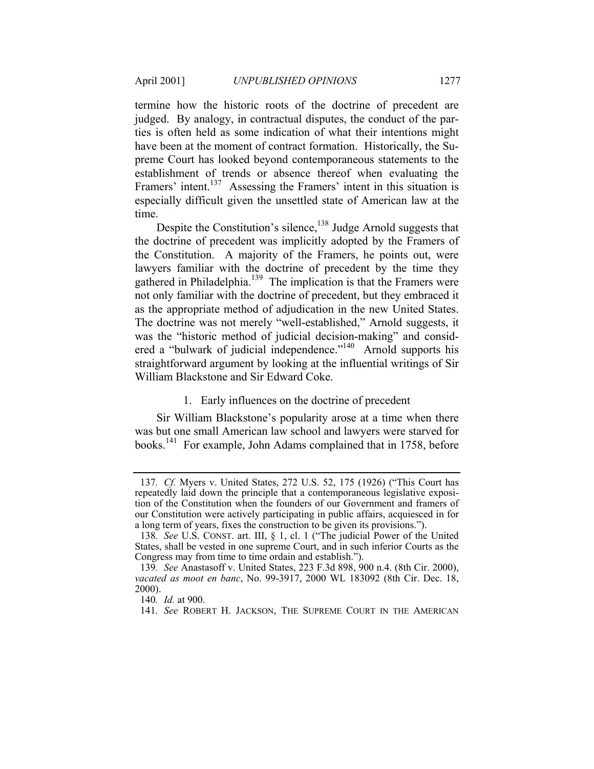termine how the historic roots of the doctrine of precedent are judged. By analogy, in contractual disputes, the conduct of the parties is often held as some indication of what their intentions might have been at the moment of contract formation. Historically, the Supreme Court has looked beyond contemporaneous statements to the establishment of trends or absence thereof when evaluating the Framers' intent.[137] Assessing the Framers' intent in this situation is especially difficult given the unsettled state of American law at the time.

Despite the Constitution's silence,[138] Judge Arnold suggests that the doctrine of precedent was implicitly adopted by the Framers of the Constitution. A majority of the Framers, he points out, were lawyers familiar with the doctrine of precedent by the time they gathered in Philadelphia.[139] The implication is that the Framers were not only familiar with the doctrine of precedent, but they embraced it as the appropriate method of adjudication in the new United States. The doctrine was not merely "well-established," Arnold suggests, it was the "historic method of judicial decision-making" and considered a "bulwark of judicial independence."[140] Arnold supports his straightforward argument by looking at the influential writings of Sir William Blackstone and Sir Edward Coke.

### 1. Early influences on the doctrine of precedent

Sir William Blackstone's popularity arose at a time when there was but one small American law school and lawyers were starved for books.[141] For example, John Adams complained that in 1758, before

---

137. *Cf.* Myers v. United States, 272 U.S. 52, 175 (1926) ("This Court has repeatedly laid down the principle that a contemporaneous legislative exposition of the Constitution when the founders of our Government and framers of our Constitution were actively participating in public affairs, acquiesced in for a long term of years, fixes the construction to be given its provisions.").

138. *See* U.S. CONST. art. III, § 1, cl. 1 ("The judicial Power of the United States, shall be vested in one supreme Court, and in such inferior Courts as the Congress may from time to time ordain and establish.").

139. *See* Anastasoff v. United States, 223 F.3d 898, 900 n.4. (8th Cir. 2000), *vacated as moot en banc*, No. 99-3917, 2000 WL 183092 (8th Cir. Dec. 18, 2000).

140. *Id.* at 900.

141. *See* ROBERT H. JACKSON, THE SUPREME COURT IN THE AMERICAN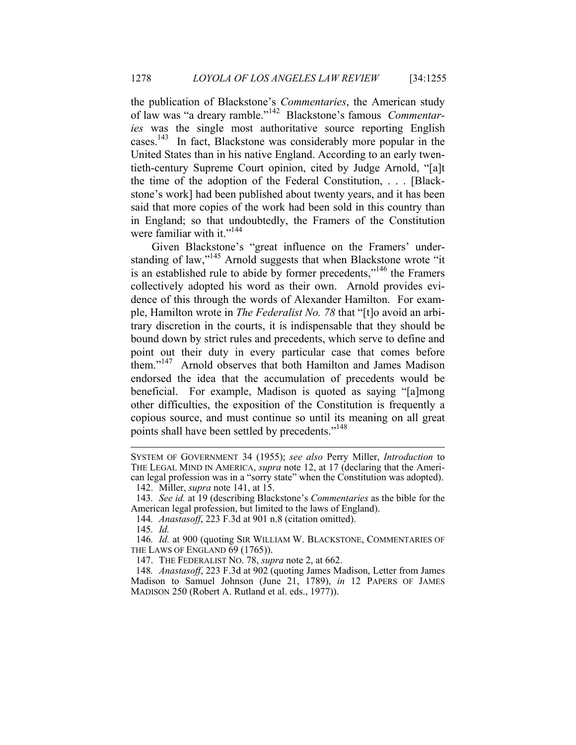the publication of Blackstone's *Commentaries*, the American study of law was "a dreary ramble."[142] Blackstone's famous *Commentaries* was the single most authoritative source reporting English cases.[143] In fact, Blackstone was considerably more popular in the United States than in his native England. According to an early twentieth-century Supreme Court opinion, cited by Judge Arnold, "[a]t the time of the adoption of the Federal Constitution, . . . [Blackstone's work] had been published about twenty years, and it has been said that more copies of the work had been sold in this country than in England; so that undoubtedly, the Framers of the Constitution were familiar with it."[144]

Given Blackstone's "great influence on the Framers' understanding of law,"[145] Arnold suggests that when Blackstone wrote "it is an established rule to abide by former precedents,"[146] the Framers collectively adopted his word as their own. Arnold provides evidence of this through the words of Alexander Hamilton. For example, Hamilton wrote in *The Federalist No. 78* that "[t]o avoid an arbitrary discretion in the courts, it is indispensable that they should be bound down by strict rules and precedents, which serve to define and point out their duty in every particular case that comes before them."[147] Arnold observes that both Hamilton and James Madison endorsed the idea that the accumulation of precedents would be beneficial. For example, Madison is quoted as saying "[a]mong other difficulties, the exposition of the Constitution is frequently a copious source, and must continue so until its meaning on all great points shall have been settled by precedents."[148]

---

SYSTEM OF GOVERNMENT 34 (1955); *see also* Perry Miller, *Introduction* to THE LEGAL MIND IN AMERICA, *supra* note 12, at 17 (declaring that the American legal profession was in a "sorry state" when the Constitution was adopted).

142. Miller, *supra* note 141, at 15.

143. *See id.* at 19 (describing Blackstone's *Commentaries* as the bible for the American legal profession, but limited to the laws of England).

144. *Anastasoff*, 223 F.3d at 901 n.8 (citation omitted).

145. *Id.*

146. *Id.* at 900 (quoting SIR WILLIAM W. BLACKSTONE, COMMENTARIES OF THE LAWS OF ENGLAND 69 (1765)).

147. THE FEDERALIST NO. 78, *supra* note 2, at 662.

148. *Anastasoff*, 223 F.3d at 902 (quoting James Madison, Letter from James Madison to Samuel Johnson (June 21, 1789), *in* 12 PAPERS OF JAMES MADISON 250 (Robert A. Rutland et al. eds., 1977)).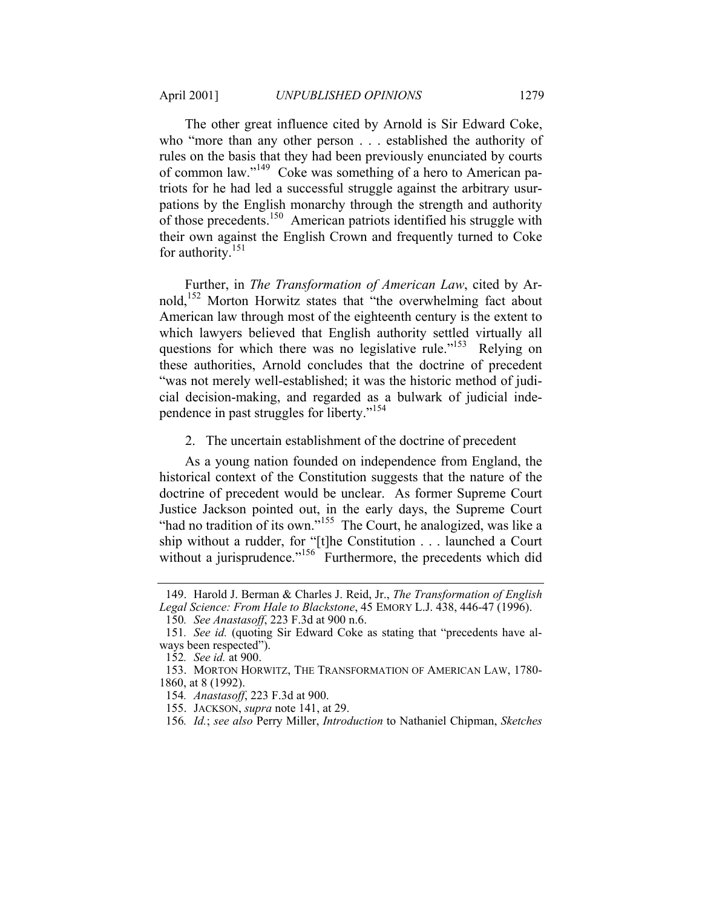The other great influence cited by Arnold is Sir Edward Coke, who "more than any other person . . . established the authority of rules on the basis that they had been previously enunciated by courts of common law."[149] Coke was something of a hero to American patriots for he had led a successful struggle against the arbitrary usurpations by the English monarchy through the strength and authority of those precedents.[150] American patriots identified his struggle with their own against the English Crown and frequently turned to Coke for authority.[151]

Further, in *The Transformation of American Law*, cited by Arnold,[152] Morton Horwitz states that "the overwhelming fact about American law through most of the eighteenth century is the extent to which lawyers believed that English authority settled virtually all questions for which there was no legislative rule."[153] Relying on these authorities, Arnold concludes that the doctrine of precedent "was not merely well-established; it was the historic method of judicial decision-making, and regarded as a bulwark of judicial independence in past struggles for liberty."[154]

2. The uncertain establishment of the doctrine of precedent

As a young nation founded on independence from England, the historical context of the Constitution suggests that the nature of the doctrine of precedent would be unclear. As former Supreme Court Justice Jackson pointed out, in the early days, the Supreme Court "had no tradition of its own."[155] The Court, he analogized, was like a ship without a rudder, for "[t]he Constitution . . . launched a Court without a jurisprudence."[156] Furthermore, the precedents which did

149. Harold J. Berman & Charles J. Reid, Jr., *The Transformation of English Legal Science: From Hale to Blackstone*, 45 EMORY L.J. 438, 446-47 (1996).

150. *See Anastasoff*, 223 F.3d at 900 n.6.

151. *See id.* (quoting Sir Edward Coke as stating that "precedents have always been respected").

152. *See id.* at 900.

153. MORTON HORWITZ, THE TRANSFORMATION OF AMERICAN LAW, 1780-1860, at 8 (1992).

154. *Anastasoff*, 223 F.3d at 900.

155. JACKSON, *supra* note 141, at 29.

156. *Id.*; *see also* Perry Miller, *Introduction* to Nathaniel Chipman, *Sketches*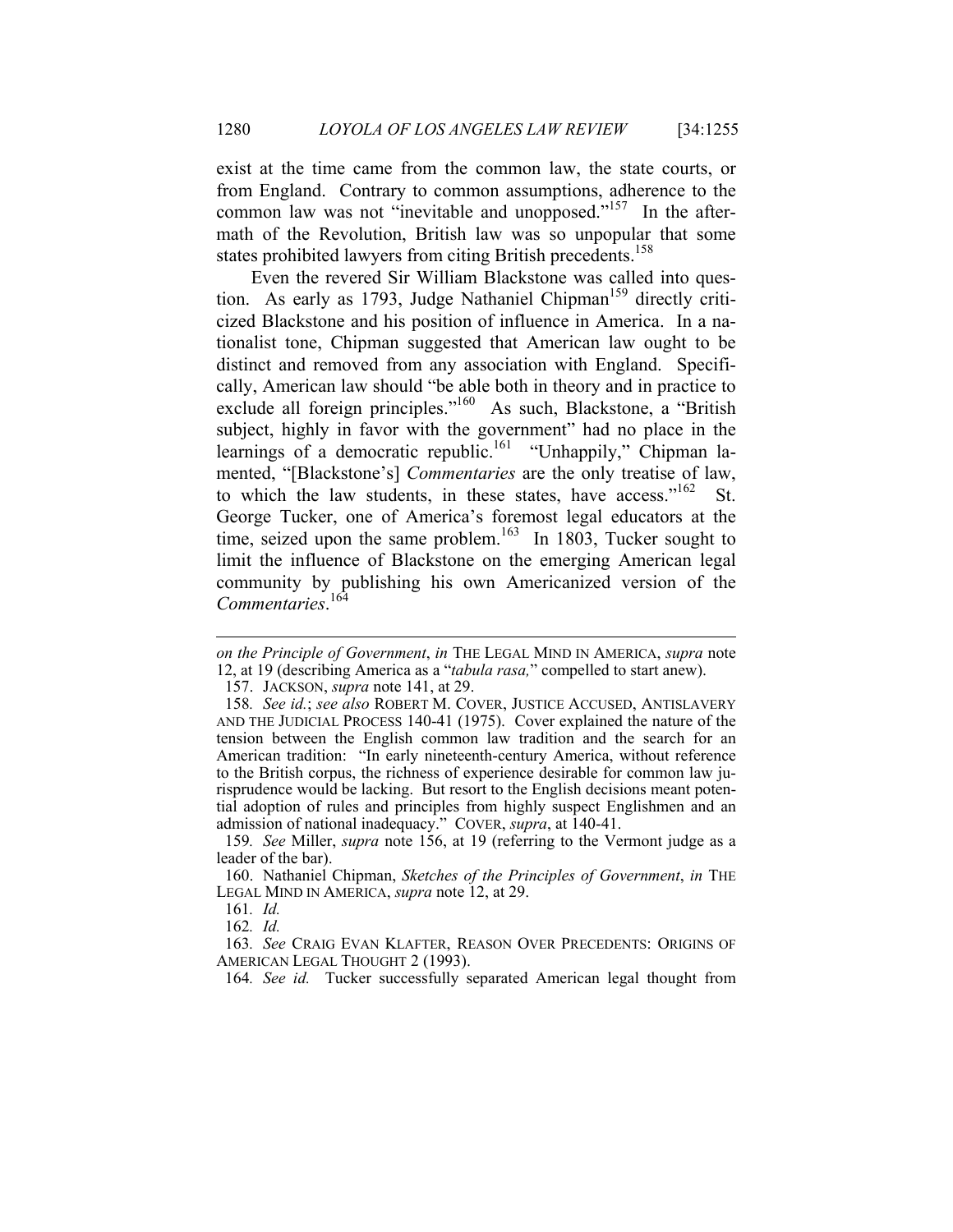exist at the time came from the common law, the state courts, or from England. Contrary to common assumptions, adherence to the common law was not "inevitable and unopposed."[157] In the aftermath of the Revolution, British law was so unpopular that some states prohibited lawyers from citing British precedents.[158]

Even the revered Sir William Blackstone was called into question. As early as 1793, Judge Nathaniel Chipman[159] directly criticized Blackstone and his position of influence in America. In a nationalist tone, Chipman suggested that American law ought to be distinct and removed from any association with England. Specifically, American law should "be able both in theory and in practice to exclude all foreign principles."[160] As such, Blackstone, a "British subject, highly in favor with the government" had no place in the learnings of a democratic republic.[161] "Unhappily," Chipman lamented, "[Blackstone's] *Commentaries* are the only treatise of law, to which the law students, in these states, have access."[162] St. George Tucker, one of America's foremost legal educators at the time, seized upon the same problem.[163] In 1803, Tucker sought to limit the influence of Blackstone on the emerging American legal community by publishing his own Americanized version of the *Commentaries*.[164]

---

*on the Principle of Government*, *in* THE LEGAL MIND IN AMERICA, *supra* note 12, at 19 (describing America as a "*tabula rasa,*" compelled to start anew).

157. JACKSON, *supra* note 141, at 29.

158. *See id.*; *see also* ROBERT M. COVER, JUSTICE ACCUSED, ANTISLAVERY AND THE JUDICIAL PROCESS 140-41 (1975). Cover explained the nature of the tension between the English common law tradition and the search for an American tradition: "In early nineteenth-century America, without reference to the British corpus, the richness of experience desirable for common law jurisprudence would be lacking. But resort to the English decisions meant potential adoption of rules and principles from highly suspect Englishmen and an admission of national inadequacy." COVER, *supra*, at 140-41.

159. *See* Miller, *supra* note 156, at 19 (referring to the Vermont judge as a leader of the bar).

160. Nathaniel Chipman, *Sketches of the Principles of Government*, *in* THE LEGAL MIND IN AMERICA, *supra* note 12, at 29.

161. *Id.*

162. *Id.*

163. *See* CRAIG EVAN KLAFTER, REASON OVER PRECEDENTS: ORIGINS OF AMERICAN LEGAL THOUGHT 2 (1993).

164. *See id.* Tucker successfully separated American legal thought from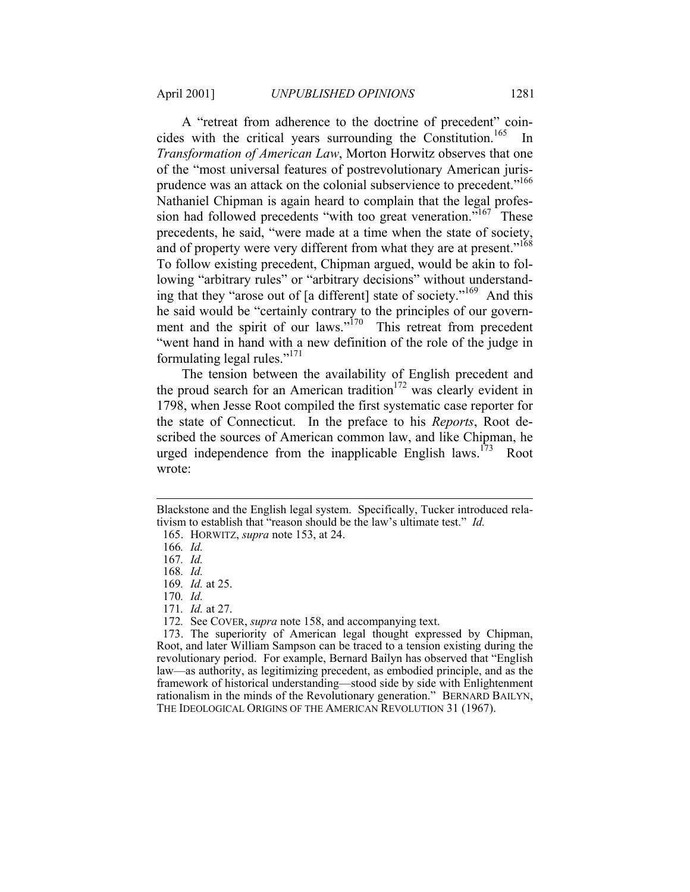A "retreat from adherence to the doctrine of precedent" coincides with the critical years surrounding the Constitution.[165] In *Transformation of American Law*, Morton Horwitz observes that one of the "most universal features of postrevolutionary American jurisprudence was an attack on the colonial subservience to precedent."[166] Nathaniel Chipman is again heard to complain that the legal profession had followed precedents "with too great veneration."[167] These precedents, he said, "were made at a time when the state of society, and of property were very different from what they are at present."[168] To follow existing precedent, Chipman argued, would be akin to following "arbitrary rules" or "arbitrary decisions" without understanding that they "arose out of [a different] state of society."[169] And this he said would be "certainly contrary to the principles of our government and the spirit of our laws."[170] This retreat from precedent "went hand in hand with a new definition of the role of the judge in formulating legal rules."[171]

The tension between the availability of English precedent and the proud search for an American tradition[172] was clearly evident in 1798, when Jesse Root compiled the first systematic case reporter for the state of Connecticut. In the preface to his *Reports*, Root described the sources of American common law, and like Chipman, he urged independence from the inapplicable English laws.[173] Root wrote:

---

Blackstone and the English legal system. Specifically, Tucker introduced relativism to establish that "reason should be the law's ultimate test." *Id.*

165. HORWITZ, *supra* note 153, at 24.

166. *Id.*

167. *Id.*

168. *Id.*

169. *Id.* at 25.

170. *Id.*

171. *Id.* at 27.

172. See COVER, *supra* note 158, and accompanying text.

173. The superiority of American legal thought expressed by Chipman, Root, and later William Sampson can be traced to a tension existing during the revolutionary period. For example, Bernard Bailyn has observed that "English law—as authority, as legitimizing precedent, as embodied principle, and as the framework of historical understanding—stood side by side with Enlightenment rationalism in the minds of the Revolutionary generation." BERNARD BAILYN, THE IDEOLOGICAL ORIGINS OF THE AMERICAN REVOLUTION 31 (1967).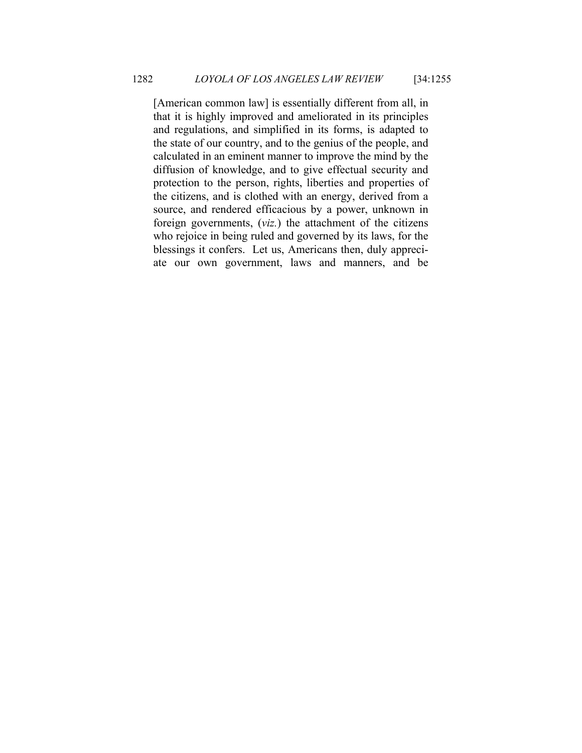> [American common law] is essentially different from all, in that it is highly improved and ameliorated in its principles and regulations, and simplified in its forms, is adapted to the state of our country, and to the genius of the people, and calculated in an eminent manner to improve the mind by the diffusion of knowledge, and to give effectual security and protection to the person, rights, liberties and properties of the citizens, and is clothed with an energy, derived from a source, and rendered efficacious by a power, unknown in foreign governments, (*viz.*) the attachment of the citizens who rejoice in being ruled and governed by its laws, for the blessings it confers. Let us, Americans then, duly appreciate our own government, laws and manners, and be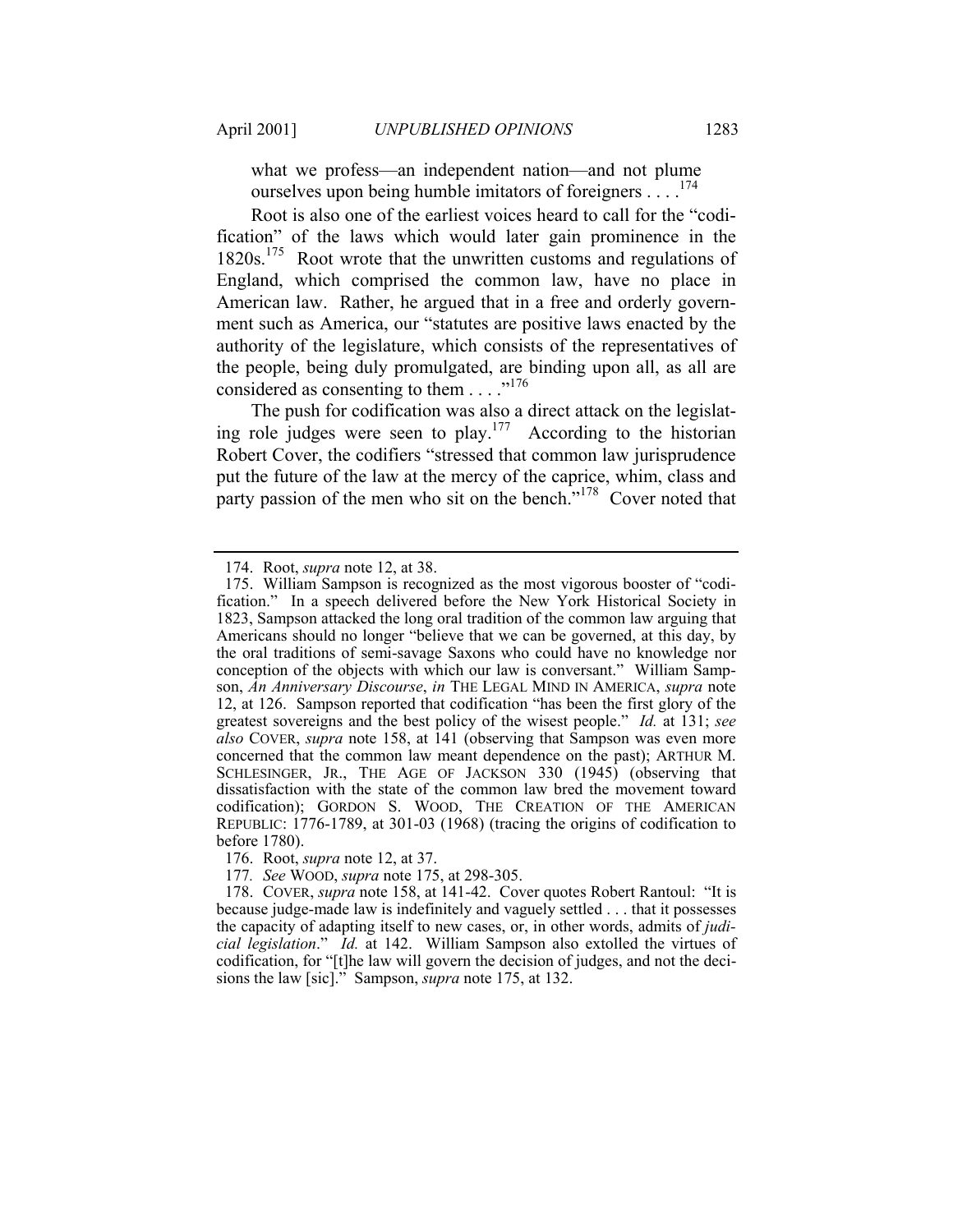what we profess—an independent nation—and not plume ourselves upon being humble imitators of foreigners . . . .[174]

Root is also one of the earliest voices heard to call for the "codification" of the laws which would later gain prominence in the 1820s.[175] Root wrote that the unwritten customs and regulations of England, which comprised the common law, have no place in American law. Rather, he argued that in a free and orderly government such as America, our "statutes are positive laws enacted by the authority of the legislature, which consists of the representatives of the people, being duly promulgated, are binding upon all, as all are considered as consenting to them . . . ."[176]

The push for codification was also a direct attack on the legislating role judges were seen to play.[177] According to the historian Robert Cover, the codifiers "stressed that common law jurisprudence put the future of the law at the mercy of the caprice, whim, class and party passion of the men who sit on the bench."[178] Cover noted that

---

174. Root, *supra* note 12, at 38.

175. William Sampson is recognized as the most vigorous booster of "codification." In a speech delivered before the New York Historical Society in 1823, Sampson attacked the long oral tradition of the common law arguing that Americans should no longer "believe that we can be governed, at this day, by the oral traditions of semi-savage Saxons who could have no knowledge nor conception of the objects with which our law is conversant." William Sampson, *An Anniversary Discourse*, *in* THE LEGAL MIND IN AMERICA, *supra* note 12, at 126. Sampson reported that codification "has been the first glory of the greatest sovereigns and the best policy of the wisest people." *Id.* at 131; *see also* COVER, *supra* note 158, at 141 (observing that Sampson was even more concerned that the common law meant dependence on the past); ARTHUR M. SCHLESINGER, JR., THE AGE OF JACKSON 330 (1945) (observing that dissatisfaction with the state of the common law bred the movement toward codification); GORDON S. WOOD, THE CREATION OF THE AMERICAN REPUBLIC: 1776-1789, at 301-03 (1968) (tracing the origins of codification to before 1780).

176. Root, *supra* note 12, at 37.

177. *See* WOOD, *supra* note 175, at 298-305.

178. COVER, *supra* note 158, at 141-42. Cover quotes Robert Rantoul: "It is because judge-made law is indefinitely and vaguely settled . . . that it possesses the capacity of adapting itself to new cases, or, in other words, admits of *judicial legislation*." *Id.* at 142. William Sampson also extolled the virtues of codification, for "[t]he law will govern the decision of judges, and not the decisions the law [sic]." Sampson, *supra* note 175, at 132.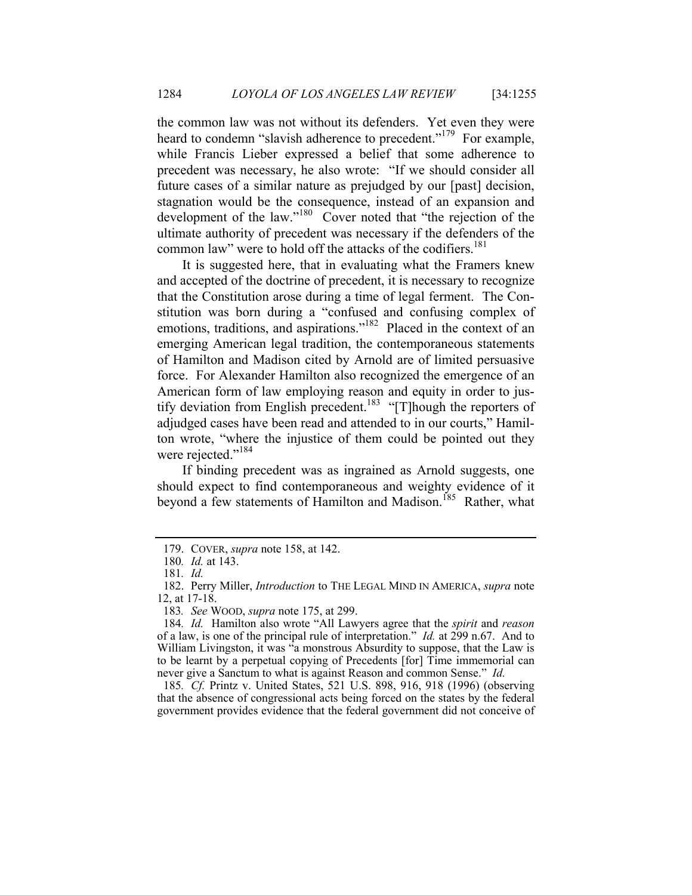the common law was not without its defenders. Yet even they were heard to condemn "slavish adherence to precedent."[179] For example, while Francis Lieber expressed a belief that some adherence to precedent was necessary, he also wrote: "If we should consider all future cases of a similar nature as prejudged by our [past] decision, stagnation would be the consequence, instead of an expansion and development of the law."[180] Cover noted that "the rejection of the ultimate authority of precedent was necessary if the defenders of the common law" were to hold off the attacks of the codifiers.[181]

It is suggested here, that in evaluating what the Framers knew and accepted of the doctrine of precedent, it is necessary to recognize that the Constitution arose during a time of legal ferment. The Constitution was born during a "confused and confusing complex of emotions, traditions, and aspirations."[182] Placed in the context of an emerging American legal tradition, the contemporaneous statements of Hamilton and Madison cited by Arnold are of limited persuasive force. For Alexander Hamilton also recognized the emergence of an American form of law employing reason and equity in order to justify deviation from English precedent.[183] "[T]hough the reporters of adjudged cases have been read and attended to in our courts," Hamilton wrote, "where the injustice of them could be pointed out they were rejected."[184]

If binding precedent was as ingrained as Arnold suggests, one should expect to find contemporaneous and weighty evidence of it beyond a few statements of Hamilton and Madison.[185] Rather, what

---

179. COVER, *supra* note 158, at 142.

180. *Id.* at 143.

181. *Id.*

182. Perry Miller, *Introduction* to THE LEGAL MIND IN AMERICA, *supra* note 12, at 17-18.

183. *See* WOOD, *supra* note 175, at 299.

184. *Id.* Hamilton also wrote "All Lawyers agree that the *spirit* and *reason* of a law, is one of the principal rule of interpretation." *Id.* at 299 n.67. And to William Livingston, it was "a monstrous Absurdity to suppose, that the Law is to be learnt by a perpetual copying of Precedents [for] Time immemorial can never give a Sanctum to what is against Reason and common Sense." *Id.*

185. *Cf.* Printz v. United States, 521 U.S. 898, 916, 918 (1996) (observing that the absence of congressional acts being forced on the states by the federal government provides evidence that the federal government did not conceive of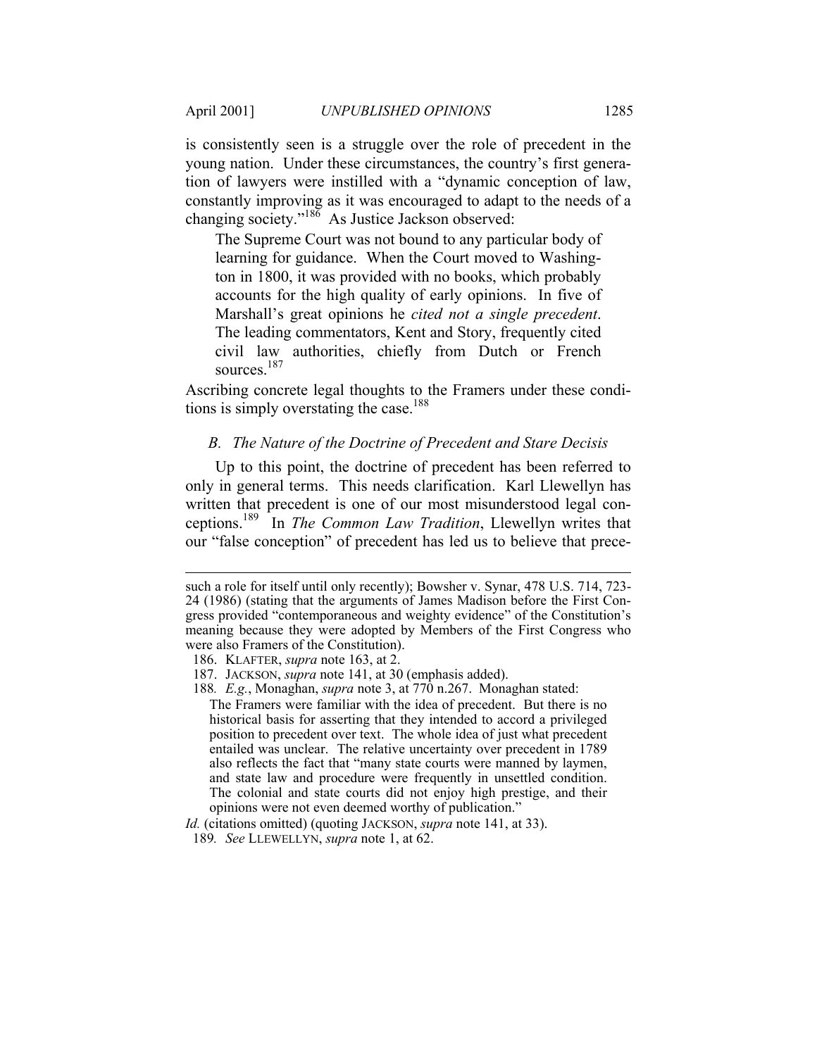is consistently seen is a struggle over the role of precedent in the young nation. Under these circumstances, the country's first generation of lawyers were instilled with a "dynamic conception of law, constantly improving as it was encouraged to adapt to the needs of a changing society."[186] As Justice Jackson observed:

> The Supreme Court was not bound to any particular body of learning for guidance. When the Court moved to Washington in 1800, it was provided with no books, which probably accounts for the high quality of early opinions. In five of Marshall's great opinions he *cited not a single precedent*. The leading commentators, Kent and Story, frequently cited civil law authorities, chiefly from Dutch or French sources.[187]

Ascribing concrete legal thoughts to the Framers under these conditions is simply overstating the case.[188]

### *B. The Nature of the Doctrine of Precedent and Stare Decisis*

Up to this point, the doctrine of precedent has been referred to only in general terms. This needs clarification. Karl Llewellyn has written that precedent is one of our most misunderstood legal conceptions.[189] In *The Common Law Tradition*, Llewellyn writes that our "false conception" of precedent has led us to believe that prece-

---

such a role for itself until only recently); Bowsher v. Synar, 478 U.S. 714, 723-24 (1986) (stating that the arguments of James Madison before the First Congress provided "contemporaneous and weighty evidence" of the Constitution's meaning because they were adopted by Members of the First Congress who were also Framers of the Constitution).

186. KLAFTER, *supra* note 163, at 2.

187. JACKSON, *supra* note 141, at 30 (emphasis added).

188. *E.g.*, Monaghan, *supra* note 3, at 770 n.267. Monaghan stated:

> The Framers were familiar with the idea of precedent. But there is no historical basis for asserting that they intended to accord a privileged position to precedent over text. The whole idea of just what precedent entailed was unclear. The relative uncertainty over precedent in 1789 also reflects the fact that "many state courts were manned by laymen, and state law and procedure were frequently in unsettled condition. The colonial and state courts did not enjoy high prestige, and their opinions were not even deemed worthy of publication."

*Id.* (citations omitted) (quoting JACKSON, *supra* note 141, at 33).

189. *See* LLEWELLYN, *supra* note 1, at 62.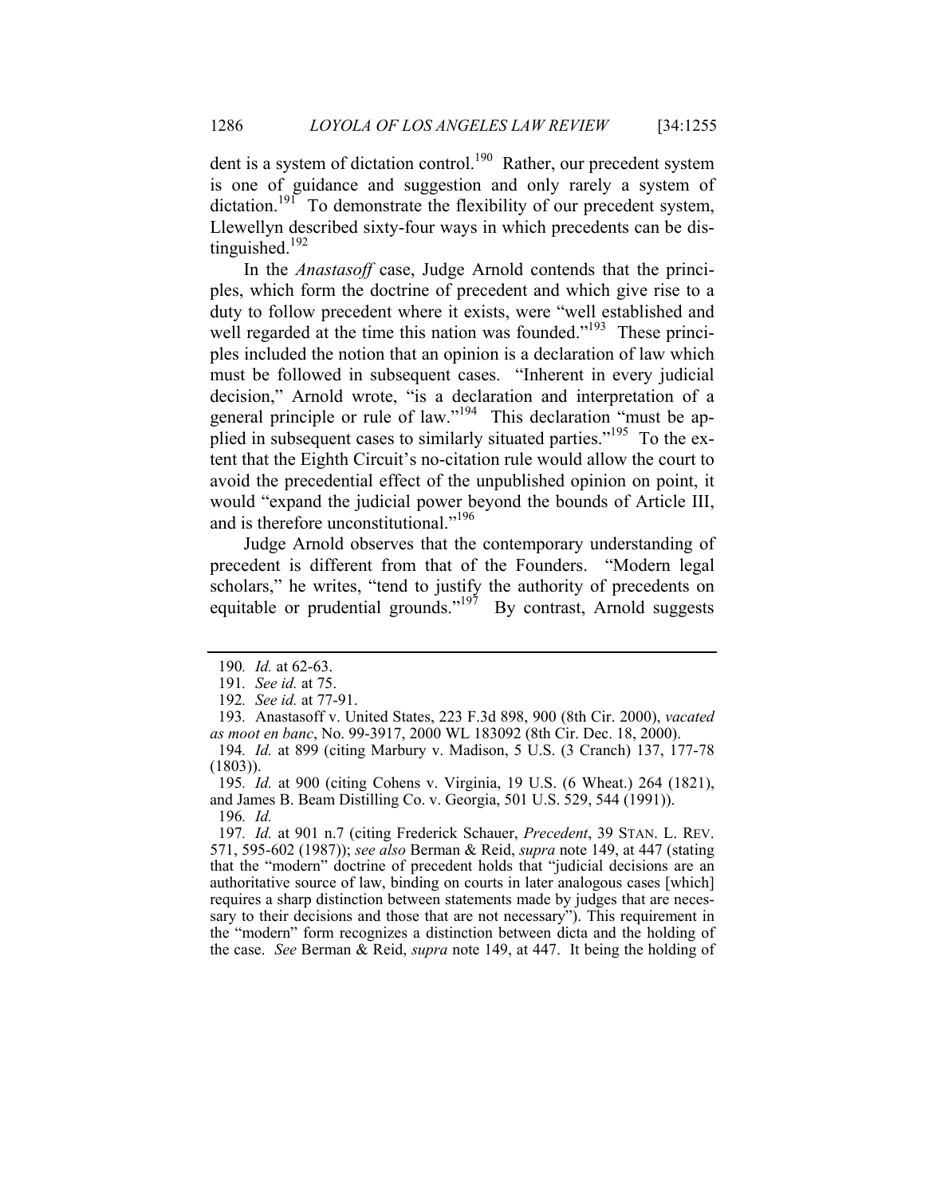dent is a system of dictation control.[190] Rather, our precedent system is one of guidance and suggestion and only rarely a system of dictation.[191] To demonstrate the flexibility of our precedent system, Llewellyn described sixty-four ways in which precedents can be distinguished.[192]

In the *Anastasoff* case, Judge Arnold contends that the principles, which form the doctrine of precedent and which give rise to a duty to follow precedent where it exists, were "well established and well regarded at the time this nation was founded."[193] These principles included the notion that an opinion is a declaration of law which must be followed in subsequent cases. "Inherent in every judicial decision," Arnold wrote, "is a declaration and interpretation of a general principle or rule of law."[194] This declaration "must be applied in subsequent cases to similarly situated parties."[195] To the extent that the Eighth Circuit's no-citation rule would allow the court to avoid the precedential effect of the unpublished opinion on point, it would "expand the judicial power beyond the bounds of Article III, and is therefore unconstitutional."[196]

Judge Arnold observes that the contemporary understanding of precedent is different from that of the Founders. "Modern legal scholars," he writes, "tend to justify the authority of precedents on equitable or prudential grounds."[197] By contrast, Arnold suggests

---

190. *Id.* at 62-63.

191. *See id.* at 75.

192. *See id.* at 77-91.

193. Anastasoff v. United States, 223 F.3d 898, 900 (8th Cir. 2000), *vacated as moot en banc*, No. 99-3917, 2000 WL 183092 (8th Cir. Dec. 18, 2000).

194. *Id.* at 899 (citing Marbury v. Madison, 5 U.S. (3 Cranch) 137, 177-78 (1803)).

195. *Id.* at 900 (citing Cohens v. Virginia, 19 U.S. (6 Wheat.) 264 (1821), and James B. Beam Distilling Co. v. Georgia, 501 U.S. 529, 544 (1991)).

196. *Id.*

197. *Id.* at 901 n.7 (citing Frederick Schauer, *Precedent*, 39 STAN. L. REV. 571, 595-602 (1987)); *see also* Berman & Reid, *supra* note 149, at 447 (stating that the "modern" doctrine of precedent holds that "judicial decisions are an authoritative source of law, binding on courts in later analogous cases [which] requires a sharp distinction between statements made by judges that are necessary to their decisions and those that are not necessary"). This requirement in the "modern" form recognizes a distinction between dicta and the holding of the case. *See* Berman & Reid, *supra* note 149, at 447. It being the holding of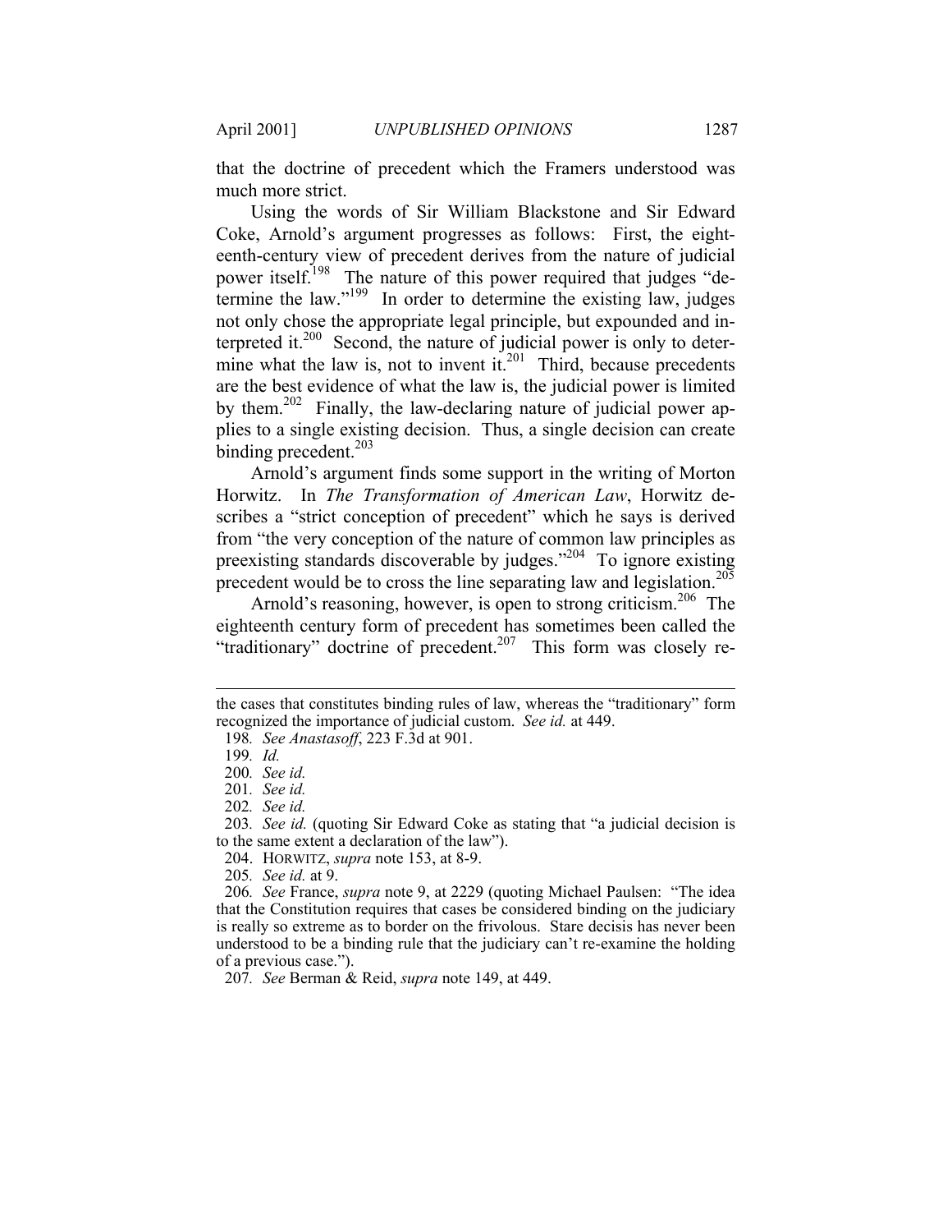that the doctrine of precedent which the Framers understood was much more strict.

Using the words of Sir William Blackstone and Sir Edward Coke, Arnold's argument progresses as follows: First, the eighteenth-century view of precedent derives from the nature of judicial power itself.[198] The nature of this power required that judges "determine the law."[199] In order to determine the existing law, judges not only chose the appropriate legal principle, but expounded and interpreted it.[200] Second, the nature of judicial power is only to determine what the law is, not to invent it.[201] Third, because precedents are the best evidence of what the law is, the judicial power is limited by them.[202] Finally, the law-declaring nature of judicial power applies to a single existing decision. Thus, a single decision can create binding precedent.[203]

Arnold's argument finds some support in the writing of Morton Horwitz. In *The Transformation of American Law*, Horwitz describes a "strict conception of precedent" which he says is derived from "the very conception of the nature of common law principles as preexisting standards discoverable by judges."[204] To ignore existing precedent would be to cross the line separating law and legislation.[205]

Arnold's reasoning, however, is open to strong criticism.[206] The eighteenth century form of precedent has sometimes been called the "traditionary" doctrine of precedent.[207] This form was closely re-

---

the cases that constitutes binding rules of law, whereas the "traditionary" form recognized the importance of judicial custom. *See id.* at 449.

198. *See Anastasoff*, 223 F.3d at 901.

199. *Id.*

200. *See id.*

201. *See id.*

202. *See id.*

203. *See id.* (quoting Sir Edward Coke as stating that "a judicial decision is to the same extent a declaration of the law").

204. HORWITZ, *supra* note 153, at 8-9.

205. *See id.* at 9.

206. *See* France, *supra* note 9, at 2229 (quoting Michael Paulsen: "The idea that the Constitution requires that cases be considered binding on the judiciary is really so extreme as to border on the frivolous. Stare decisis has never been understood to be a binding rule that the judiciary can't re-examine the holding of a previous case.").

207. *See* Berman & Reid, *supra* note 149, at 449.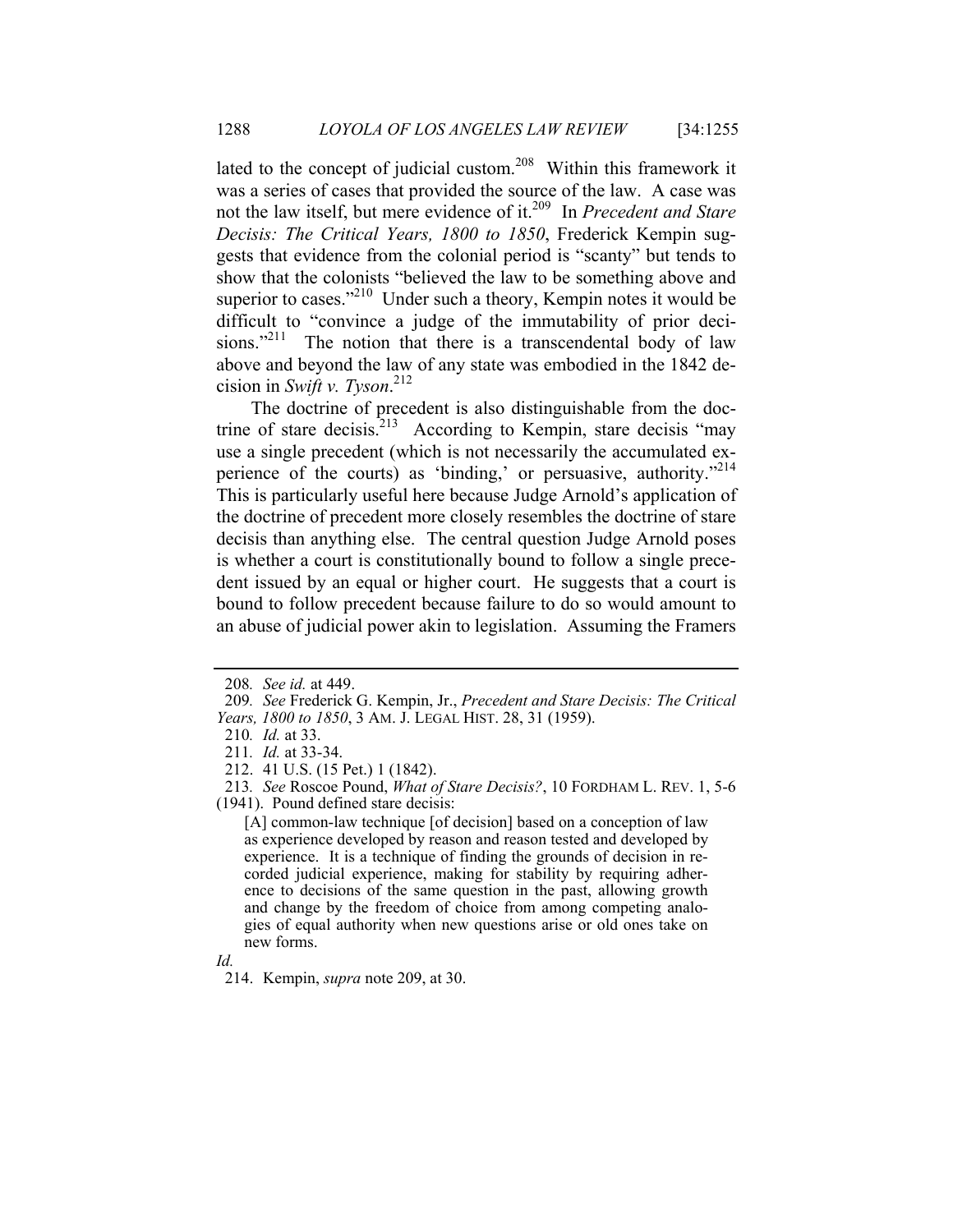lated to the concept of judicial custom.[208] Within this framework it was a series of cases that provided the source of the law. A case was not the law itself, but mere evidence of it.[209] In *Precedent and Stare Decisis: The Critical Years, 1800 to 1850*, Frederick Kempin suggests that evidence from the colonial period is "scanty" but tends to show that the colonists "believed the law to be something above and superior to cases."[210] Under such a theory, Kempin notes it would be difficult to "convince a judge of the immutability of prior decisions."[211] The notion that there is a transcendental body of law above and beyond the law of any state was embodied in the 1842 decision in *Swift v. Tyson*.[212]

The doctrine of precedent is also distinguishable from the doctrine of stare decisis.[213] According to Kempin, stare decisis "may use a single precedent (which is not necessarily the accumulated experience of the courts) as 'binding,' or persuasive, authority."[214] This is particularly useful here because Judge Arnold's application of the doctrine of precedent more closely resembles the doctrine of stare decisis than anything else. The central question Judge Arnold poses is whether a court is constitutionally bound to follow a single precedent issued by an equal or higher court. He suggests that a court is bound to follow precedent because failure to do so would amount to an abuse of judicial power akin to legislation. Assuming the Framers

---

208. *See id.* at 449.

209. *See* Frederick G. Kempin, Jr., *Precedent and Stare Decisis: The Critical Years, 1800 to 1850*, 3 AM. J. LEGAL HIST. 28, 31 (1959).

210. *Id.* at 33.

211. *Id.* at 33-34.

212. 41 U.S. (15 Pet.) 1 (1842).

213. *See* Roscoe Pound, *What of Stare Decisis?*, 10 FORDHAM L. REV. 1, 5-6 (1941). Pound defined stare decisis:

> [A] common-law technique [of decision] based on a conception of law as experience developed by reason and reason tested and developed by experience. It is a technique of finding the grounds of decision in recorded judicial experience, making for stability by requiring adherence to decisions of the same question in the past, allowing growth and change by the freedom of choice from among competing analogies of equal authority when new questions arise or old ones take on new forms.

*Id.*

214. Kempin, *supra* note 209, at 30.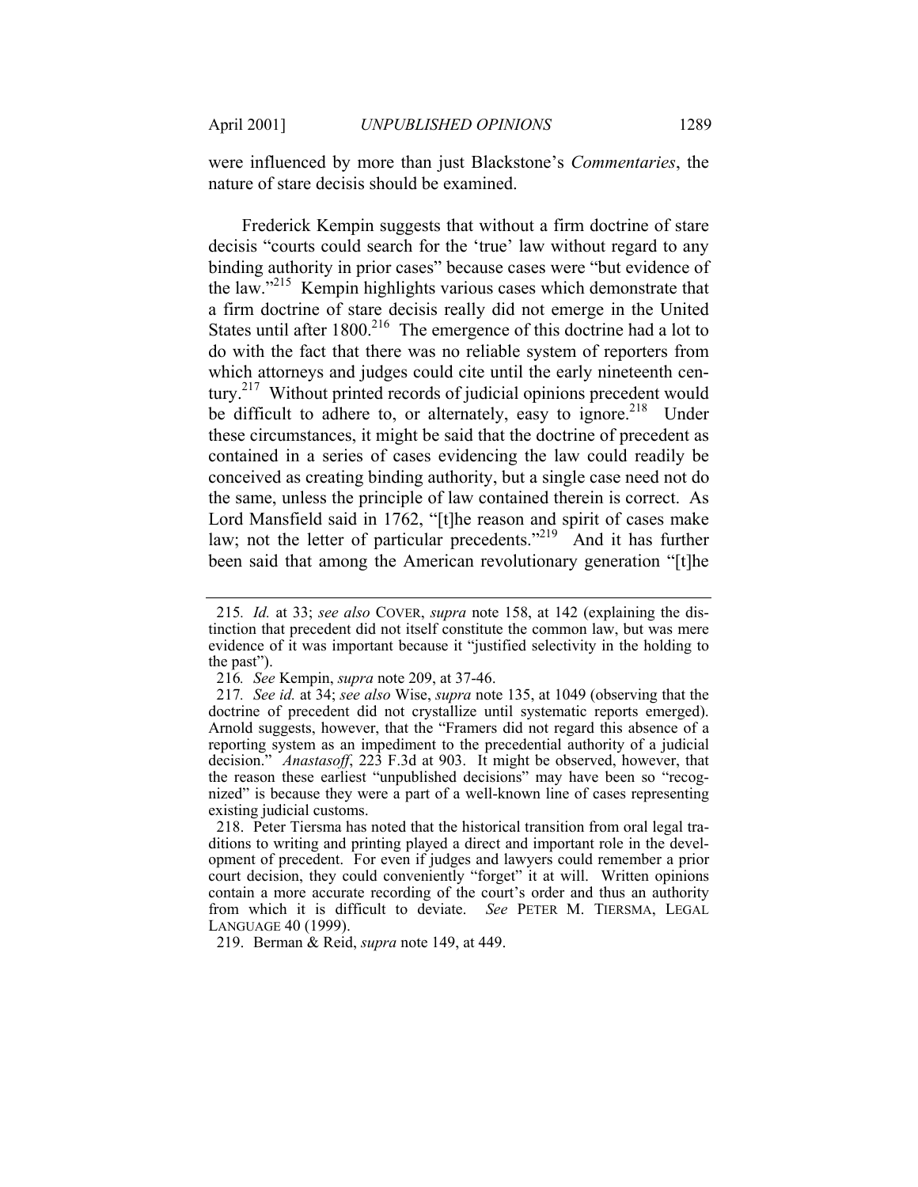were influenced by more than just Blackstone's *Commentaries*, the nature of stare decisis should be examined.

Frederick Kempin suggests that without a firm doctrine of stare decisis "courts could search for the 'true' law without regard to any binding authority in prior cases" because cases were "but evidence of the law."[215] Kempin highlights various cases which demonstrate that a firm doctrine of stare decisis really did not emerge in the United States until after 1800.[216] The emergence of this doctrine had a lot to do with the fact that there was no reliable system of reporters from which attorneys and judges could cite until the early nineteenth century.[217] Without printed records of judicial opinions precedent would be difficult to adhere to, or alternately, easy to ignore.[218] Under these circumstances, it might be said that the doctrine of precedent as contained in a series of cases evidencing the law could readily be conceived as creating binding authority, but a single case need not do the same, unless the principle of law contained therein is correct. As Lord Mansfield said in 1762, "[t]he reason and spirit of cases make law; not the letter of particular precedents."[219] And it has further been said that among the American revolutionary generation "[t]he

---

215. *Id.* at 33; *see also* COVER, *supra* note 158, at 142 (explaining the distinction that precedent did not itself constitute the common law, but was mere evidence of it was important because it "justified selectivity in the holding to the past").

216. *See* Kempin, *supra* note 209, at 37-46.

217. *See id.* at 34; *see also* Wise, *supra* note 135, at 1049 (observing that the doctrine of precedent did not crystallize until systematic reports emerged). Arnold suggests, however, that the "Framers did not regard this absence of a reporting system as an impediment to the precedential authority of a judicial decision." *Anastasoff*, 223 F.3d at 903. It might be observed, however, that the reason these earliest "unpublished decisions" may have been so "recognized" is because they were a part of a well-known line of cases representing existing judicial customs.

218. Peter Tiersma has noted that the historical transition from oral legal traditions to writing and printing played a direct and important role in the development of precedent. For even if judges and lawyers could remember a prior court decision, they could conveniently "forget" it at will. Written opinions contain a more accurate recording of the court's order and thus an authority from which it is difficult to deviate. *See* PETER M. TIERSMA, LEGAL LANGUAGE 40 (1999).

219. Berman & Reid, *supra* note 149, at 449.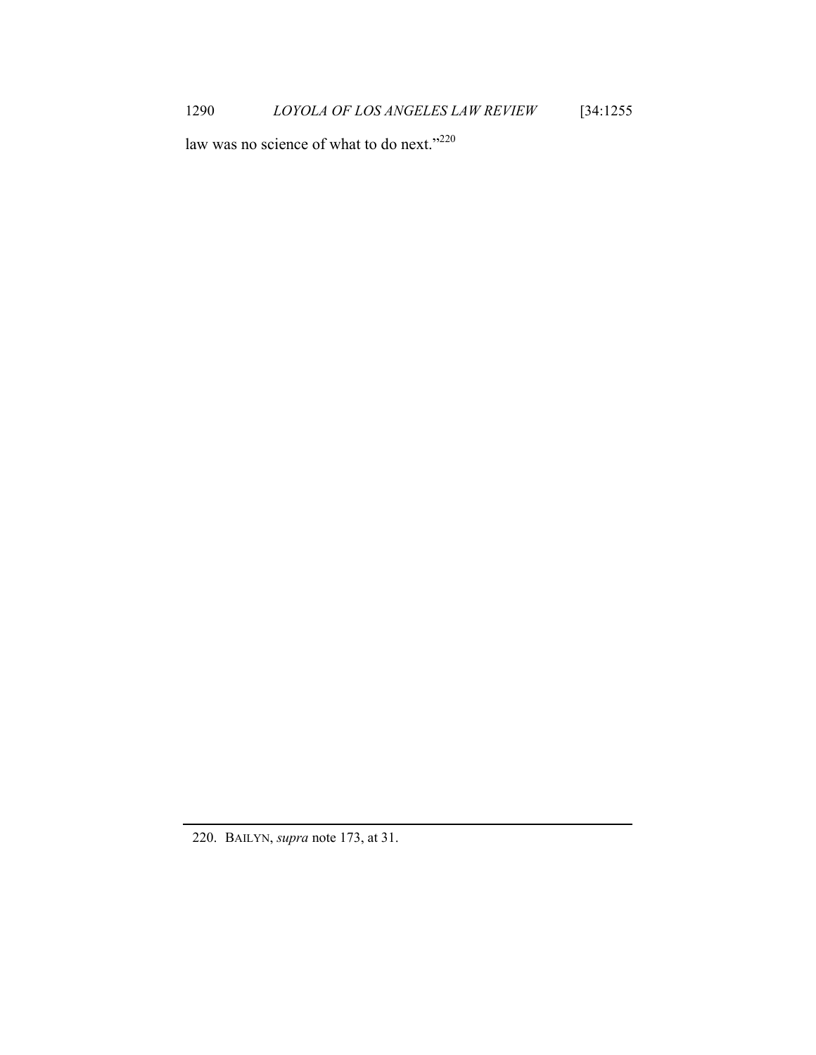law was no science of what to do next."[220]

220. BAILYN, *supra* note 173, at 31.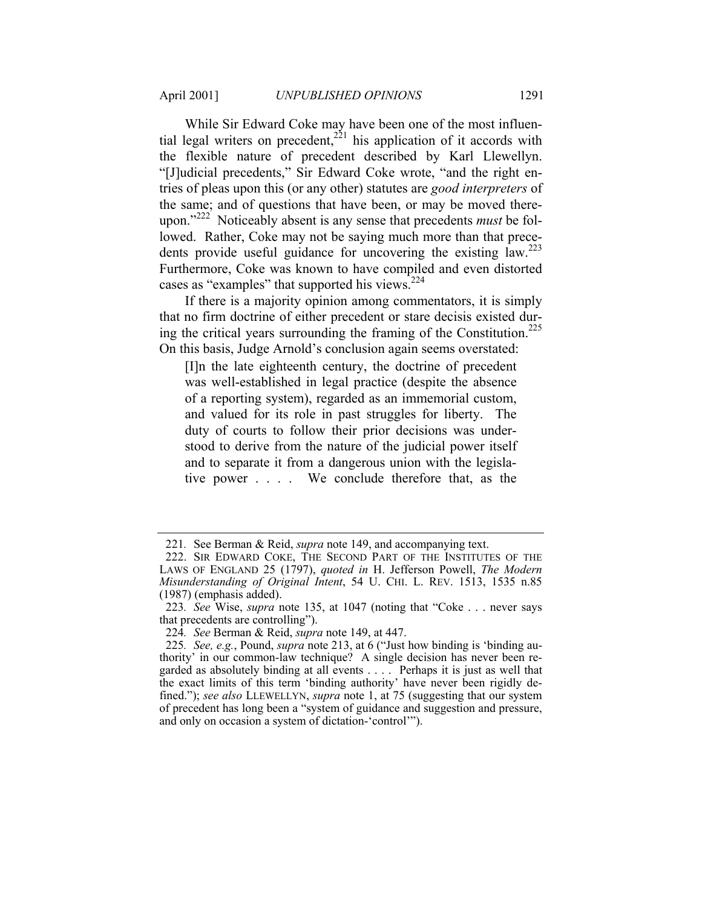While Sir Edward Coke may have been one of the most influential legal writers on precedent,[221] his application of it accords with the flexible nature of precedent described by Karl Llewellyn. "[J]udicial precedents," Sir Edward Coke wrote, "and the right entries of pleas upon this (or any other) statutes are *good interpreters* of the same; and of questions that have been, or may be moved thereupon."[222] Noticeably absent is any sense that precedents *must* be followed. Rather, Coke may not be saying much more than that precedents provide useful guidance for uncovering the existing law.[223] Furthermore, Coke was known to have compiled and even distorted cases as "examples" that supported his views.[224]

If there is a majority opinion among commentators, it is simply that no firm doctrine of either precedent or stare decisis existed during the critical years surrounding the framing of the Constitution.[225] On this basis, Judge Arnold's conclusion again seems overstated:

> [I]n the late eighteenth century, the doctrine of precedent was well-established in legal practice (despite the absence of a reporting system), regarded as an immemorial custom, and valued for its role in past struggles for liberty. The duty of courts to follow their prior decisions was understood to derive from the nature of the judicial power itself and to separate it from a dangerous union with the legislative power . . . . We conclude therefore that, as the

---

221. See Berman & Reid, *supra* note 149, and accompanying text.

222. SIR EDWARD COKE, THE SECOND PART OF THE INSTITUTES OF THE LAWS OF ENGLAND 25 (1797), *quoted in* H. Jefferson Powell, *The Modern Misunderstanding of Original Intent*, 54 U. CHI. L. REV. 1513, 1535 n.85 (1987) (emphasis added).

223. *See* Wise, *supra* note 135, at 1047 (noting that "Coke . . . never says that precedents are controlling").

224. *See* Berman & Reid, *supra* note 149, at 447.

225. *See, e.g.*, Pound, *supra* note 213, at 6 ("Just how binding is 'binding authority' in our common-law technique? A single decision has never been regarded as absolutely binding at all events . . . . Perhaps it is just as well that the exact limits of this term 'binding authority' have never been rigidly defined."); *see also* LLEWELLYN, *supra* note 1, at 75 (suggesting that our system of precedent has long been a "system of guidance and suggestion and pressure, and only on occasion a system of dictation-'control'").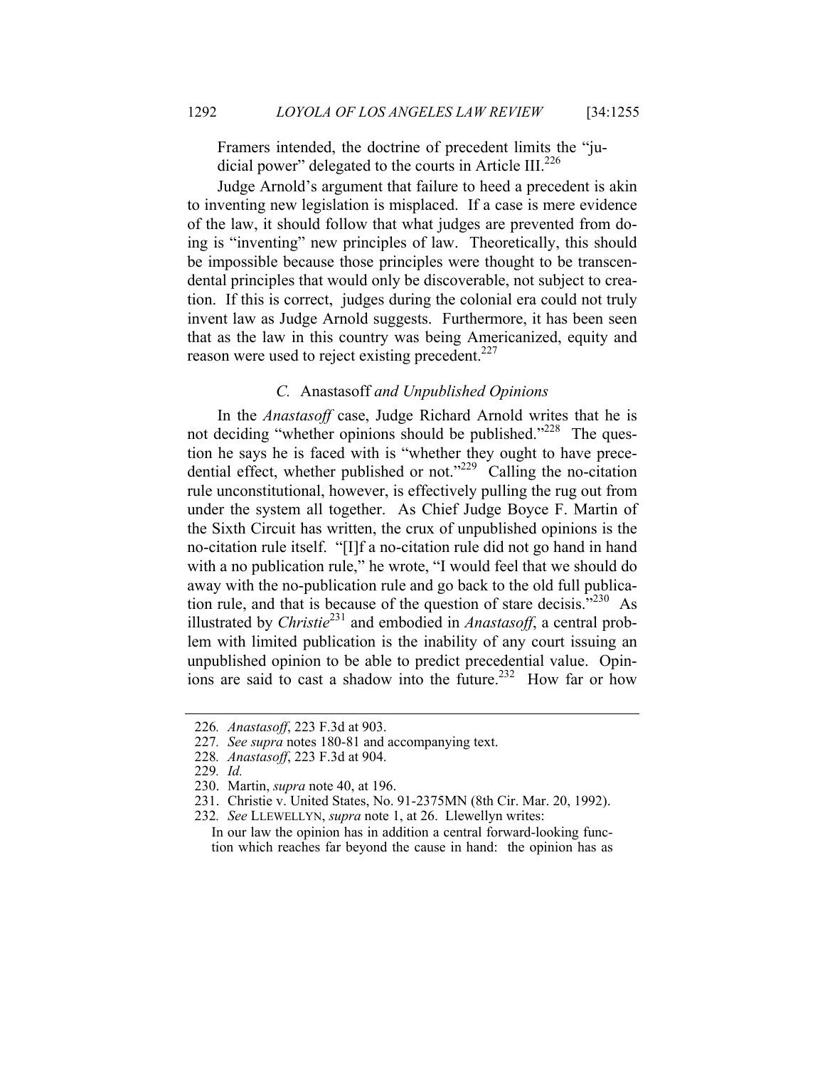Framers intended, the doctrine of precedent limits the "judicial power" delegated to the courts in Article III.[226]

Judge Arnold's argument that failure to heed a precedent is akin to inventing new legislation is misplaced. If a case is mere evidence of the law, it should follow that what judges are prevented from doing is "inventing" new principles of law. Theoretically, this should be impossible because those principles were thought to be transcendental principles that would only be discoverable, not subject to creation. If this is correct, judges during the colonial era could not truly invent law as Judge Arnold suggests. Furthermore, it has been seen that as the law in this country was being Americanized, equity and reason were used to reject existing precedent.[227]

### C. Anastasoff *and Unpublished Opinions*

In the *Anastasoff* case, Judge Richard Arnold writes that he is not deciding "whether opinions should be published."[228] The question he says he is faced with is "whether they ought to have precedential effect, whether published or not."[229] Calling the no-citation rule unconstitutional, however, is effectively pulling the rug out from under the system all together. As Chief Judge Boyce F. Martin of the Sixth Circuit has written, the crux of unpublished opinions is the no-citation rule itself. "[I]f a no-citation rule did not go hand in hand with a no publication rule," he wrote, "I would feel that we should do away with the no-publication rule and go back to the old full publication rule, and that is because of the question of stare decisis."[230] As illustrated by *Christie*[231] and embodied in *Anastasoff*, a central problem with limited publication is the inability of any court issuing an unpublished opinion to be able to predict precedential value. Opinions are said to cast a shadow into the future.[232] How far or how

---

226. *Anastasoff*, 223 F.3d at 903.

227. *See supra* notes 180-81 and accompanying text.

228. *Anastasoff*, 223 F.3d at 904.

229. *Id.*

230. Martin, *supra* note 40, at 196.

231. Christie v. United States, No. 91-2375MN (8th Cir. Mar. 20, 1992).

232. *See* LLEWELLYN, *supra* note 1, at 26. Llewellyn writes:

> In our law the opinion has in addition a central forward-looking function which reaches far beyond the cause in hand: the opinion has as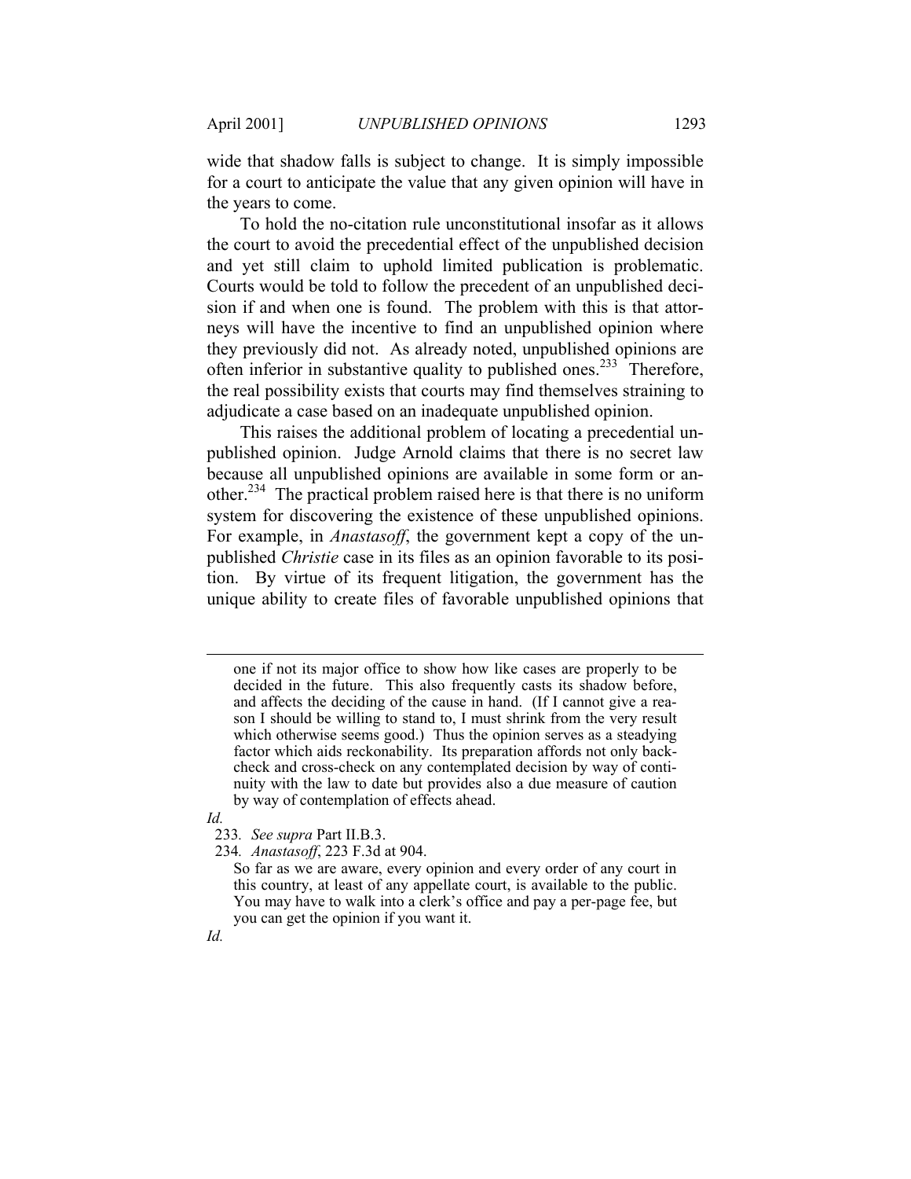wide that shadow falls is subject to change. It is simply impossible for a court to anticipate the value that any given opinion will have in the years to come.

To hold the no-citation rule unconstitutional insofar as it allows the court to avoid the precedential effect of the unpublished decision and yet still claim to uphold limited publication is problematic. Courts would be told to follow the precedent of an unpublished decision if and when one is found. The problem with this is that attorneys will have the incentive to find an unpublished opinion where they previously did not. As already noted, unpublished opinions are often inferior in substantive quality to published ones.[233] Therefore, the real possibility exists that courts may find themselves straining to adjudicate a case based on an inadequate unpublished opinion.

This raises the additional problem of locating a precedential unpublished opinion. Judge Arnold claims that there is no secret law because all unpublished opinions are available in some form or another.[234] The practical problem raised here is that there is no uniform system for discovering the existence of these unpublished opinions. For example, in *Anastasoff*, the government kept a copy of the unpublished *Christie* case in its files as an opinion favorable to its position. By virtue of its frequent litigation, the government has the unique ability to create files of favorable unpublished opinions that

---

> one if not its major office to show how like cases are properly to be decided in the future. This also frequently casts its shadow before, and affects the deciding of the cause in hand. (If I cannot give a reason I should be willing to stand to, I must shrink from the very result which otherwise seems good.) Thus the opinion serves as a steadying factor which aids reckonability. Its preparation affords not only back-check and cross-check on any contemplated decision by way of continuity with the law to date but provides also a due measure of caution by way of contemplation of effects ahead.

*Id.*

233. *See supra* Part II.B.3.

234. *Anastasoff*, 223 F.3d at 904.

> So far as we are aware, every opinion and every order of any court in this country, at least of any appellate court, is available to the public. You may have to walk into a clerk's office and pay a per-page fee, but you can get the opinion if you want it.

*Id.*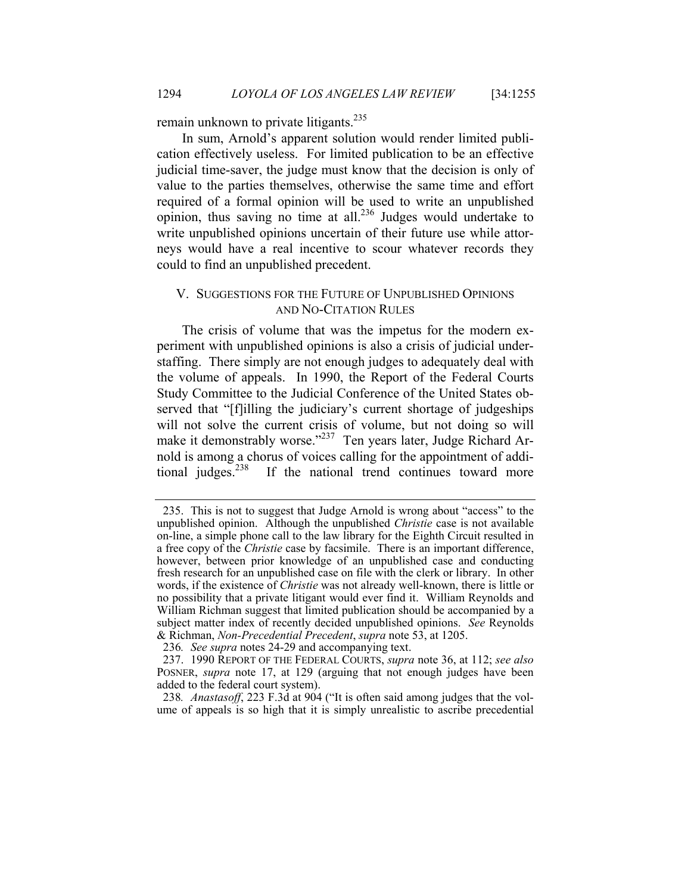remain unknown to private litigants.[235]

In sum, Arnold's apparent solution would render limited publication effectively useless. For limited publication to be an effective judicial time-saver, the judge must know that the decision is only of value to the parties themselves, otherwise the same time and effort required of a formal opinion will be used to write an unpublished opinion, thus saving no time at all.[236] Judges would undertake to write unpublished opinions uncertain of their future use while attorneys would have a real incentive to scour whatever records they could to find an unpublished precedent.

## V. SUGGESTIONS FOR THE FUTURE OF UNPUBLISHED OPINIONS AND NO-CITATION RULES

The crisis of volume that was the impetus for the modern experiment with unpublished opinions is also a crisis of judicial understaffing. There simply are not enough judges to adequately deal with the volume of appeals. In 1990, the Report of the Federal Courts Study Committee to the Judicial Conference of the United States observed that "[f]illing the judiciary's current shortage of judgeships will not solve the current crisis of volume, but not doing so will make it demonstrably worse."[237] Ten years later, Judge Richard Arnold is among a chorus of voices calling for the appointment of additional judges.[238] If the national trend continues toward more

---

235. This is not to suggest that Judge Arnold is wrong about "access" to the unpublished opinion. Although the unpublished *Christie* case is not available on-line, a simple phone call to the law library for the Eighth Circuit resulted in a free copy of the *Christie* case by facsimile. There is an important difference, however, between prior knowledge of an unpublished case and conducting fresh research for an unpublished case on file with the clerk or library. In other words, if the existence of *Christie* was not already well-known, there is little or no possibility that a private litigant would ever find it. William Reynolds and William Richman suggest that limited publication should be accompanied by a subject matter index of recently decided unpublished opinions. *See* Reynolds & Richman, *Non-Precedential Precedent*, *supra* note 53, at 1205.

236. *See supra* notes 24-29 and accompanying text.

237. 1990 REPORT OF THE FEDERAL COURTS, *supra* note 36, at 112; *see also* POSNER, *supra* note 17, at 129 (arguing that not enough judges have been added to the federal court system).

238. *Anastasoff*, 223 F.3d at 904 ("It is often said among judges that the volume of appeals is so high that it is simply unrealistic to ascribe precedential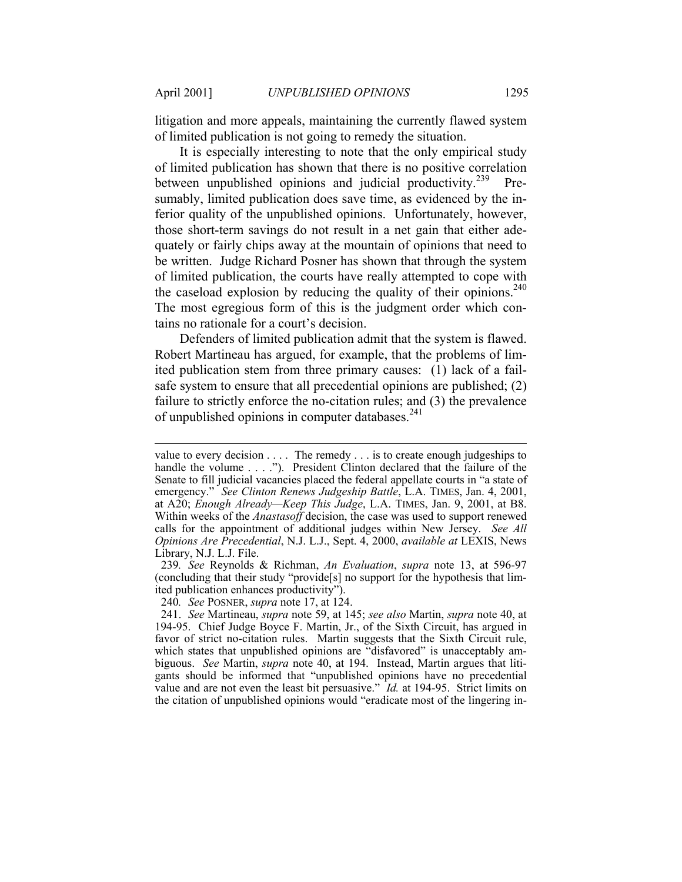litigation and more appeals, maintaining the currently flawed system of limited publication is not going to remedy the situation.

It is especially interesting to note that the only empirical study of limited publication has shown that there is no positive correlation between unpublished opinions and judicial productivity.[239] Presumably, limited publication does save time, as evidenced by the inferior quality of the unpublished opinions. Unfortunately, however, those short-term savings do not result in a net gain that either adequately or fairly chips away at the mountain of opinions that need to be written. Judge Richard Posner has shown that through the system of limited publication, the courts have really attempted to cope with the caseload explosion by reducing the quality of their opinions.[240] The most egregious form of this is the judgment order which contains no rationale for a court's decision.

Defenders of limited publication admit that the system is flawed. Robert Martineau has argued, for example, that the problems of limited publication stem from three primary causes: (1) lack of a fail-safe system to ensure that all precedential opinions are published; (2) failure to strictly enforce the no-citation rules; and (3) the prevalence of unpublished opinions in computer databases.[241]

---

value to every decision . . . . The remedy . . . is to create enough judgeships to handle the volume . . . ."). President Clinton declared that the failure of the Senate to fill judicial vacancies placed the federal appellate courts in "a state of emergency." *See Clinton Renews Judgeship Battle*, L.A. TIMES, Jan. 4, 2001, at A20; *Enough Already—Keep This Judge*, L.A. TIMES, Jan. 9, 2001, at B8. Within weeks of the *Anastasoff* decision, the case was used to support renewed calls for the appointment of additional judges within New Jersey. *See All Opinions Are Precedential*, N.J. L.J., Sept. 4, 2000, *available at* LEXIS, News Library, N.J. L.J. File.

239. *See* Reynolds & Richman, *An Evaluation*, *supra* note 13, at 596-97 (concluding that their study "provide[s] no support for the hypothesis that limited publication enhances productivity").

240. *See* POSNER, *supra* note 17, at 124.

241. *See* Martineau, *supra* note 59, at 145; *see also* Martin, *supra* note 40, at 194-95. Chief Judge Boyce F. Martin, Jr., of the Sixth Circuit, has argued in favor of strict no-citation rules. Martin suggests that the Sixth Circuit rule, which states that unpublished opinions are "disfavored" is unacceptably ambiguous. *See* Martin, *supra* note 40, at 194. Instead, Martin argues that litigants should be informed that "unpublished opinions have no precedential value and are not even the least bit persuasive." *Id.* at 194-95. Strict limits on the citation of unpublished opinions would "eradicate most of the lingering in-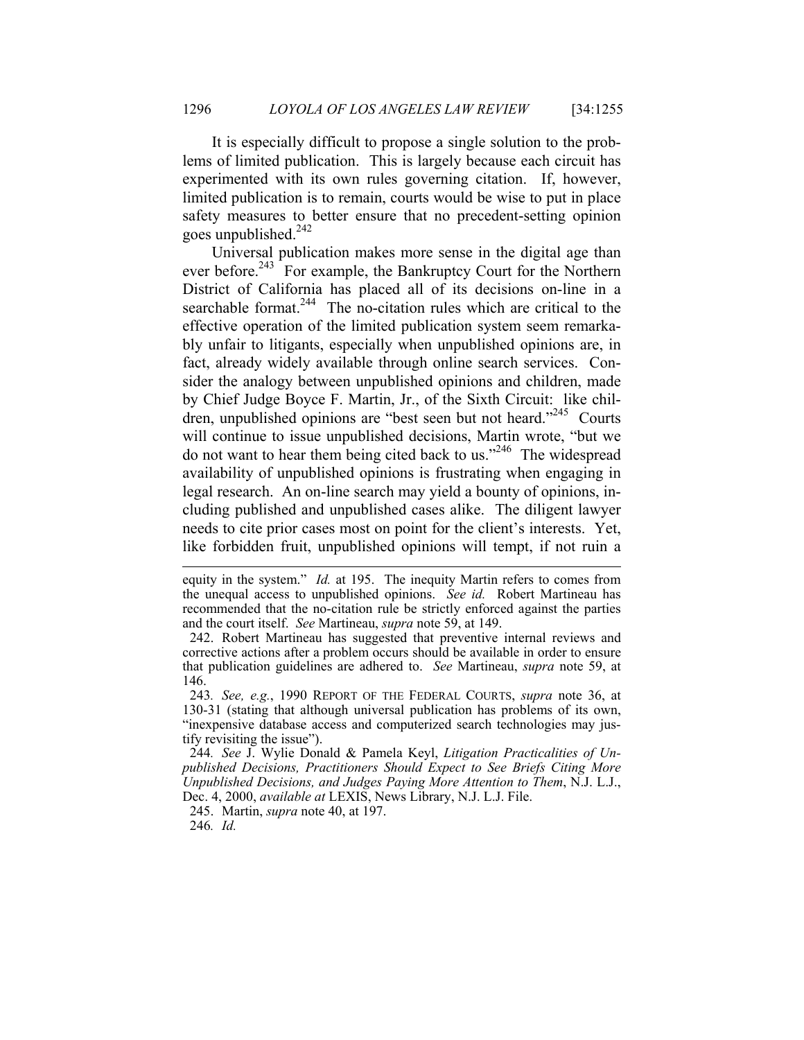It is especially difficult to propose a single solution to the problems of limited publication. This is largely because each circuit has experimented with its own rules governing citation. If, however, limited publication is to remain, courts would be wise to put in place safety measures to better ensure that no precedent-setting opinion goes unpublished.[242]

Universal publication makes more sense in the digital age than ever before.[243] For example, the Bankruptcy Court for the Northern District of California has placed all of its decisions on-line in a searchable format.[244] The no-citation rules which are critical to the effective operation of the limited publication system seem remarkably unfair to litigants, especially when unpublished opinions are, in fact, already widely available through online search services. Consider the analogy between unpublished opinions and children, made by Chief Judge Boyce F. Martin, Jr., of the Sixth Circuit: like children, unpublished opinions are "best seen but not heard."[245] Courts will continue to issue unpublished decisions, Martin wrote, "but we do not want to hear them being cited back to us."[246] The widespread availability of unpublished opinions is frustrating when engaging in legal research. An on-line search may yield a bounty of opinions, including published and unpublished cases alike. The diligent lawyer needs to cite prior cases most on point for the client's interests. Yet, like forbidden fruit, unpublished opinions will tempt, if not ruin a

---

equity in the system." *Id.* at 195. The inequity Martin refers to comes from the unequal access to unpublished opinions. *See id.* Robert Martineau has recommended that the no-citation rule be strictly enforced against the parties and the court itself. *See* Martineau, *supra* note 59, at 149.

242. Robert Martineau has suggested that preventive internal reviews and corrective actions after a problem occurs should be available in order to ensure that publication guidelines are adhered to. *See* Martineau, *supra* note 59, at 146.

243. *See, e.g.*, 1990 REPORT OF THE FEDERAL COURTS, *supra* note 36, at 130-31 (stating that although universal publication has problems of its own, "inexpensive database access and computerized search technologies may justify revisiting the issue").

244. *See* J. Wylie Donald & Pamela Keyl, *Litigation Practicalities of Unpublished Decisions, Practitioners Should Expect to See Briefs Citing More Unpublished Decisions, and Judges Paying More Attention to Them*, N.J. L.J., Dec. 4, 2000, *available at* LEXIS, News Library, N.J. L.J. File.

245. Martin, *supra* note 40, at 197.

246. *Id.*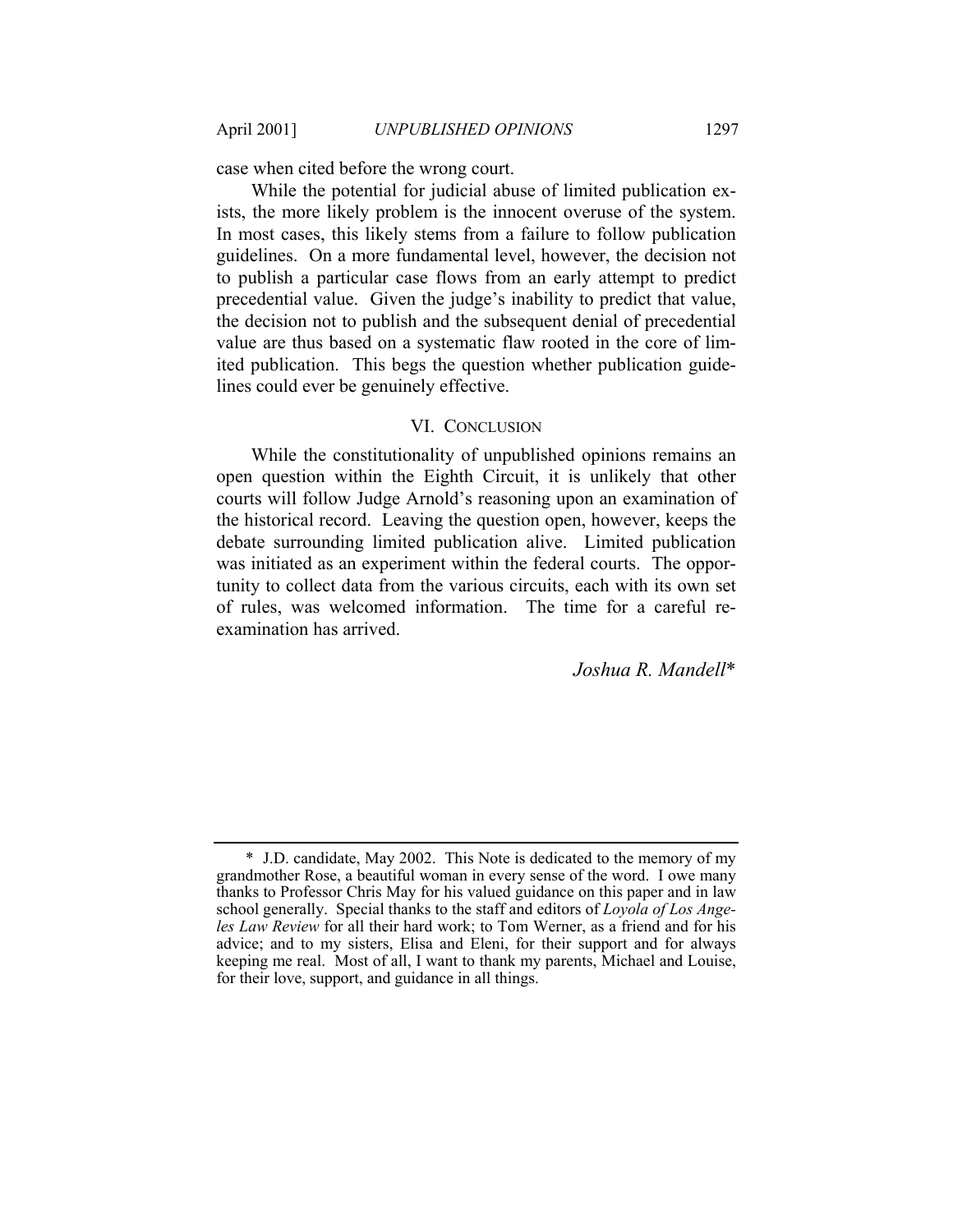case when cited before the wrong court.

While the potential for judicial abuse of limited publication exists, the more likely problem is the innocent overuse of the system. In most cases, this likely stems from a failure to follow publication guidelines. On a more fundamental level, however, the decision not to publish a particular case flows from an early attempt to predict precedential value. Given the judge's inability to predict that value, the decision not to publish and the subsequent denial of precedential value are thus based on a systematic flaw rooted in the core of limited publication. This begs the question whether publication guidelines could ever be genuinely effective.

## VI. CONCLUSION

While the constitutionality of unpublished opinions remains an open question within the Eighth Circuit, it is unlikely that other courts will follow Judge Arnold's reasoning upon an examination of the historical record. Leaving the question open, however, keeps the debate surrounding limited publication alive. Limited publication was initiated as an experiment within the federal courts. The opportunity to collect data from the various circuits, each with its own set of rules, was welcomed information. The time for a careful reexamination has arrived.

*Joshua R. Mandell**

---

\* J.D. candidate, May 2002. This Note is dedicated to the memory of my grandmother Rose, a beautiful woman in every sense of the word. I owe many thanks to Professor Chris May for his valued guidance on this paper and in law school generally. Special thanks to the staff and editors of *Loyola of Los Angeles Law Review* for all their hard work; to Tom Werner, as a friend and for his advice; and to my sisters, Elisa and Eleni, for their support and for always keeping me real. Most of all, I want to thank my parents, Michael and Louise, for their love, support, and guidance in all things.